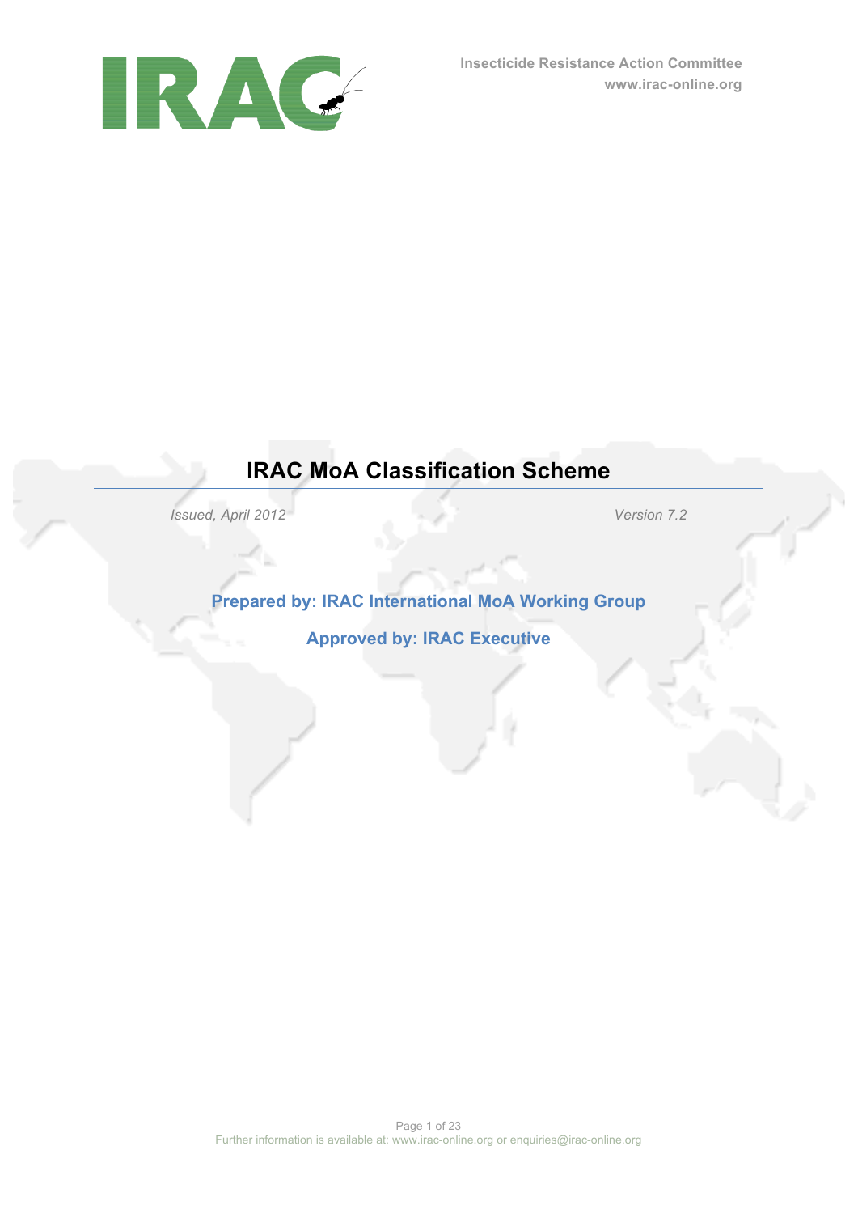Insecticide Resistance Action Committee
www.irac-online.org

# IRAC MoA Classification Scheme

*Issued, April 2012* | *Version 7.2*

**Prepared by: IRAC International MoA Working Group**

**Approved by: IRAC Executive**

Further information is available at: www.irac-online.org or enquiries@irac-online.org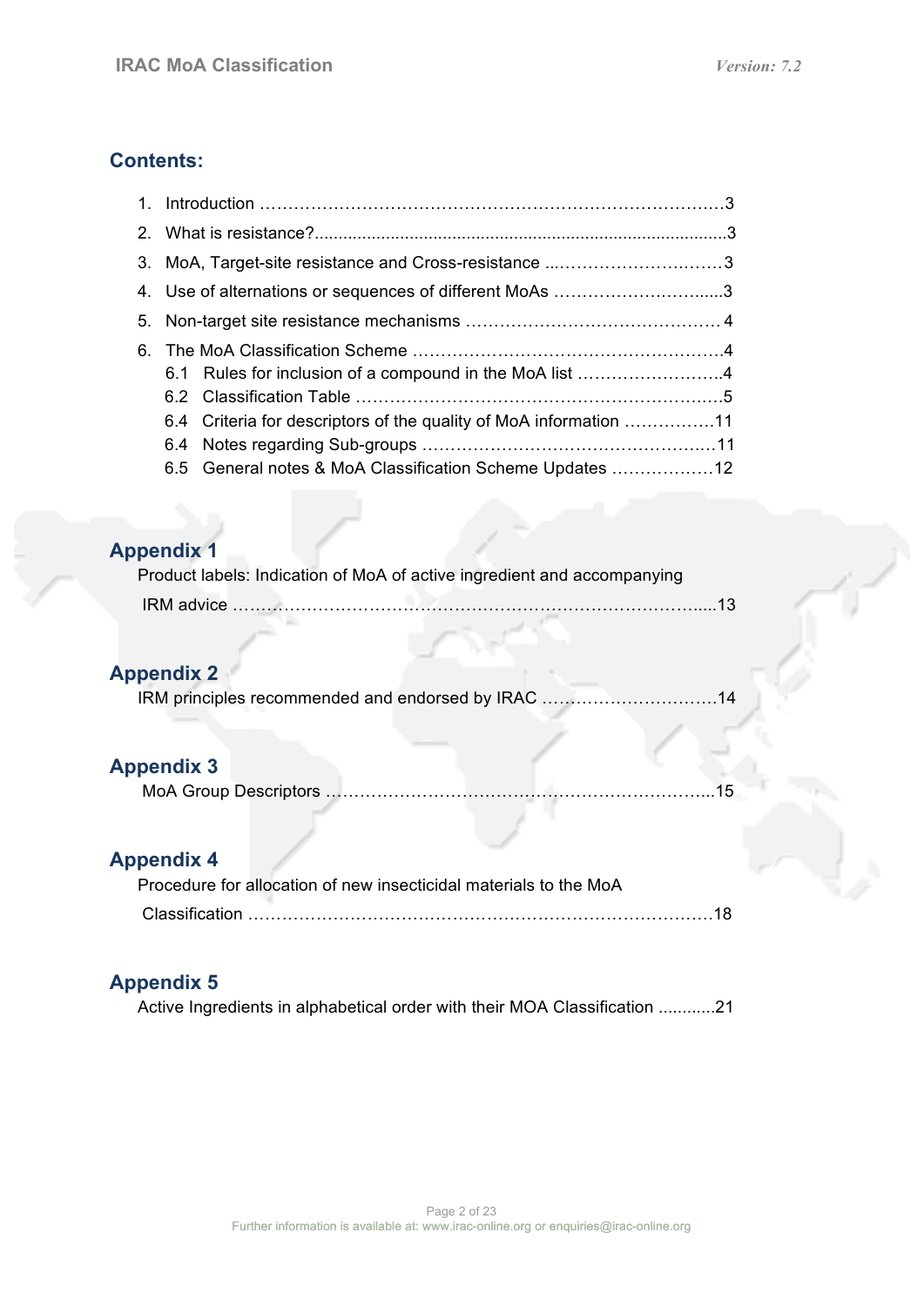## Contents:

1. Introduction ……………………………………………………………………….3
2. What is resistance?.......................................................................................3
3. MoA, Target-site resistance and Cross-resistance ..………………….………3
4. Use of alternations or sequences of different MoAs ………………………......3
5. Non-target site resistance mechanisms ……………………………………… 4
6. The MoA Classification Scheme ……………………………………………….4
   - 6.1 Rules for inclusion of a compound in the MoA list ……………………..4
   - 6.2 Classification Table ……………………………………………………….5
   - 6.4 Criteria for descriptors of the quality of MoA information …………….11
   - 6.4 Notes regarding Sub-groups ………………………………………….…11
   - 6.5 General notes & MoA Classification Scheme Updates ………………12

## Appendix 1

Product labels: Indication of MoA of active ingredient and accompanying IRM advice …………………………………………………………………….....13

## Appendix 2

IRM principles recommended and endorsed by IRAC ……………….…………14

## Appendix 3

MoA Group Descriptors ……………………………………………………….....15

## Appendix 4

Procedure for allocation of new insecticidal materials to the MoA Classification ………………………………………………………………….18

## Appendix 5

Active Ingredients in alphabetical order with their MOA Classification ............21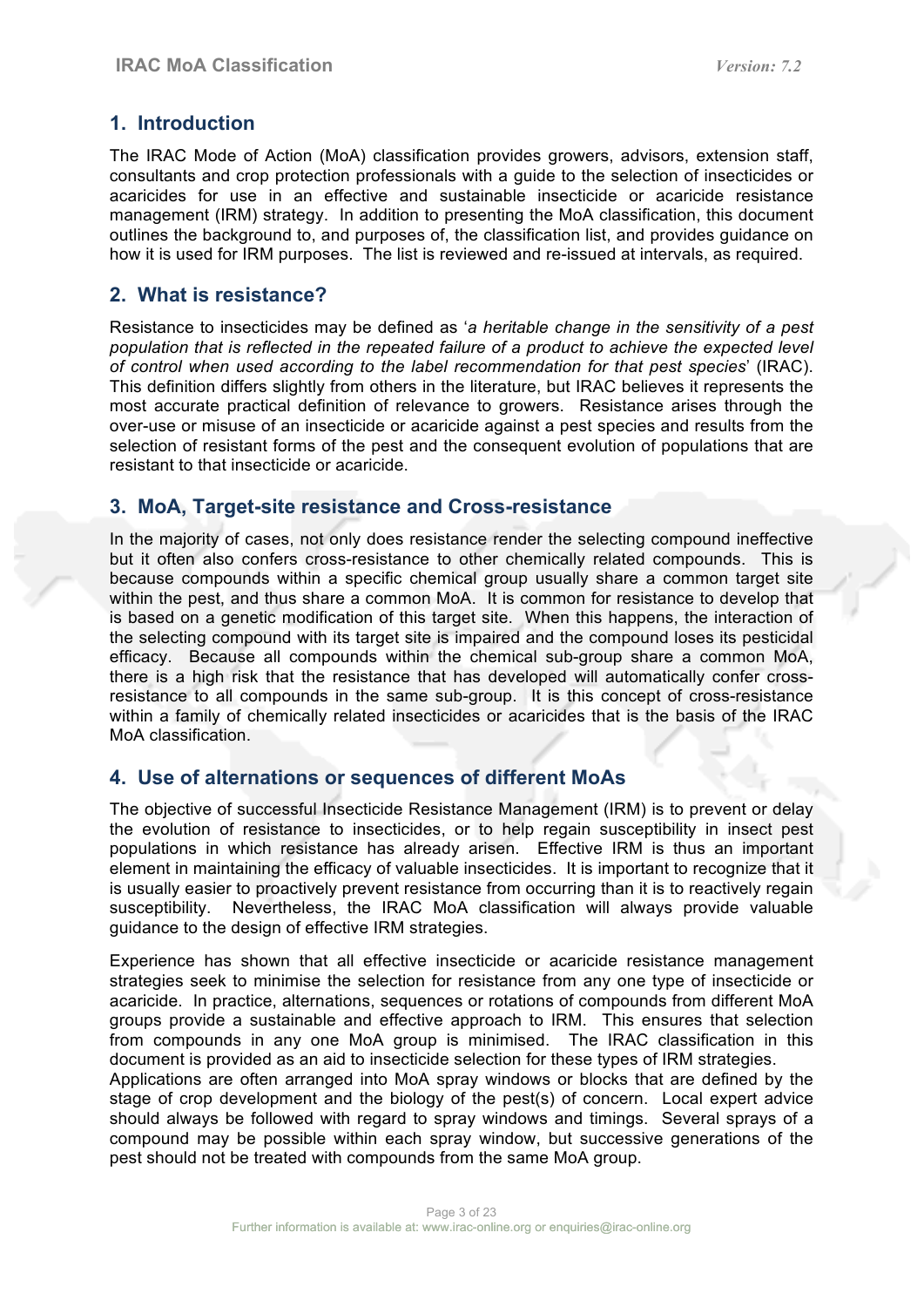## 1. Introduction

The IRAC Mode of Action (MoA) classification provides growers, advisors, extension staff, consultants and crop protection professionals with a guide to the selection of insecticides or acaricides for use in an effective and sustainable insecticide or acaricide resistance management (IRM) strategy. In addition to presenting the MoA classification, this document outlines the background to, and purposes of, the classification list, and provides guidance on how it is used for IRM purposes. The list is reviewed and re-issued at intervals, as required.

## 2. What is resistance?

Resistance to insecticides may be defined as '*a heritable change in the sensitivity of a pest population that is reflected in the repeated failure of a product to achieve the expected level of control when used according to the label recommendation for that pest species*' (IRAC). This definition differs slightly from others in the literature, but IRAC believes it represents the most accurate practical definition of relevance to growers. Resistance arises through the over-use or misuse of an insecticide or acaricide against a pest species and results from the selection of resistant forms of the pest and the consequent evolution of populations that are resistant to that insecticide or acaricide.

## 3. MoA, Target-site resistance and Cross-resistance

In the majority of cases, not only does resistance render the selecting compound ineffective but it often also confers cross-resistance to other chemically related compounds. This is because compounds within a specific chemical group usually share a common target site within the pest, and thus share a common MoA. It is common for resistance to develop that is based on a genetic modification of this target site. When this happens, the interaction of the selecting compound with its target site is impaired and the compound loses its pesticidal efficacy. Because all compounds within the chemical sub-group share a common MoA, there is a high risk that the resistance that has developed will automatically confer cross-resistance to all compounds in the same sub-group. It is this concept of cross-resistance within a family of chemically related insecticides or acaricides that is the basis of the IRAC MoA classification.

## 4. Use of alternations or sequences of different MoAs

The objective of successful Insecticide Resistance Management (IRM) is to prevent or delay the evolution of resistance to insecticides, or to help regain susceptibility in insect pest populations in which resistance has already arisen. Effective IRM is thus an important element in maintaining the efficacy of valuable insecticides. It is important to recognize that it is usually easier to proactively prevent resistance from occurring than it is to reactively regain susceptibility. Nevertheless, the IRAC MoA classification will always provide valuable guidance to the design of effective IRM strategies.

Experience has shown that all effective insecticide or acaricide resistance management strategies seek to minimise the selection for resistance from any one type of insecticide or acaricide. In practice, alternations, sequences or rotations of compounds from different MoA groups provide a sustainable and effective approach to IRM. This ensures that selection from compounds in any one MoA group is minimised. The IRAC classification in this document is provided as an aid to insecticide selection for these types of IRM strategies.

Applications are often arranged into MoA spray windows or blocks that are defined by the stage of crop development and the biology of the pest(s) of concern. Local expert advice should always be followed with regard to spray windows and timings. Several sprays of a compound may be possible within each spray window, but successive generations of the pest should not be treated with compounds from the same MoA group.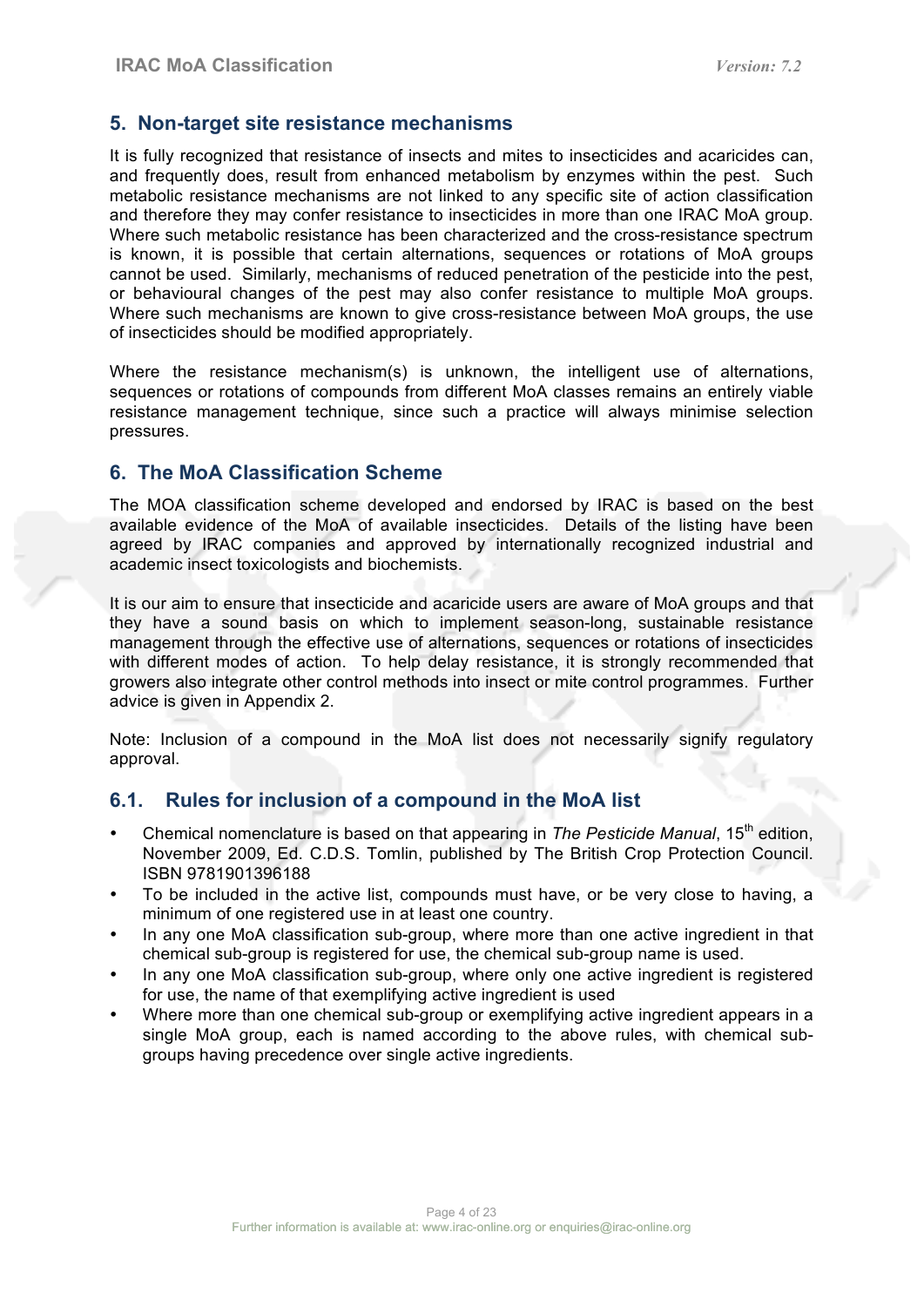## 5. Non-target site resistance mechanisms

It is fully recognized that resistance of insects and mites to insecticides and acaricides can, and frequently does, result from enhanced metabolism by enzymes within the pest. Such metabolic resistance mechanisms are not linked to any specific site of action classification and therefore they may confer resistance to insecticides in more than one IRAC MoA group. Where such metabolic resistance has been characterized and the cross-resistance spectrum is known, it is possible that certain alternations, sequences or rotations of MoA groups cannot be used. Similarly, mechanisms of reduced penetration of the pesticide into the pest, or behavioural changes of the pest may also confer resistance to multiple MoA groups. Where such mechanisms are known to give cross-resistance between MoA groups, the use of insecticides should be modified appropriately.

Where the resistance mechanism(s) is unknown, the intelligent use of alternations, sequences or rotations of compounds from different MoA classes remains an entirely viable resistance management technique, since such a practice will always minimise selection pressures.

## 6. The MoA Classification Scheme

The MOA classification scheme developed and endorsed by IRAC is based on the best available evidence of the MoA of available insecticides. Details of the listing have been agreed by IRAC companies and approved by internationally recognized industrial and academic insect toxicologists and biochemists.

It is our aim to ensure that insecticide and acaricide users are aware of MoA groups and that they have a sound basis on which to implement season-long, sustainable resistance management through the effective use of alternations, sequences or rotations of insecticides with different modes of action. To help delay resistance, it is strongly recommended that growers also integrate other control methods into insect or mite control programmes. Further advice is given in Appendix 2.

Note: Inclusion of a compound in the MoA list does not necessarily signify regulatory approval.

## 6.1. Rules for inclusion of a compound in the MoA list

- Chemical nomenclature is based on that appearing in *The Pesticide Manual*, 15th edition, November 2009, Ed. C.D.S. Tomlin, published by The British Crop Protection Council. ISBN 9781901396188
- To be included in the active list, compounds must have, or be very close to having, a minimum of one registered use in at least one country.
- In any one MoA classification sub-group, where more than one active ingredient in that chemical sub-group is registered for use, the chemical sub-group name is used.
- In any one MoA classification sub-group, where only one active ingredient is registered for use, the name of that exemplifying active ingredient is used
- Where more than one chemical sub-group or exemplifying active ingredient appears in a single MoA group, each is named according to the above rules, with chemical sub-groups having precedence over single active ingredients.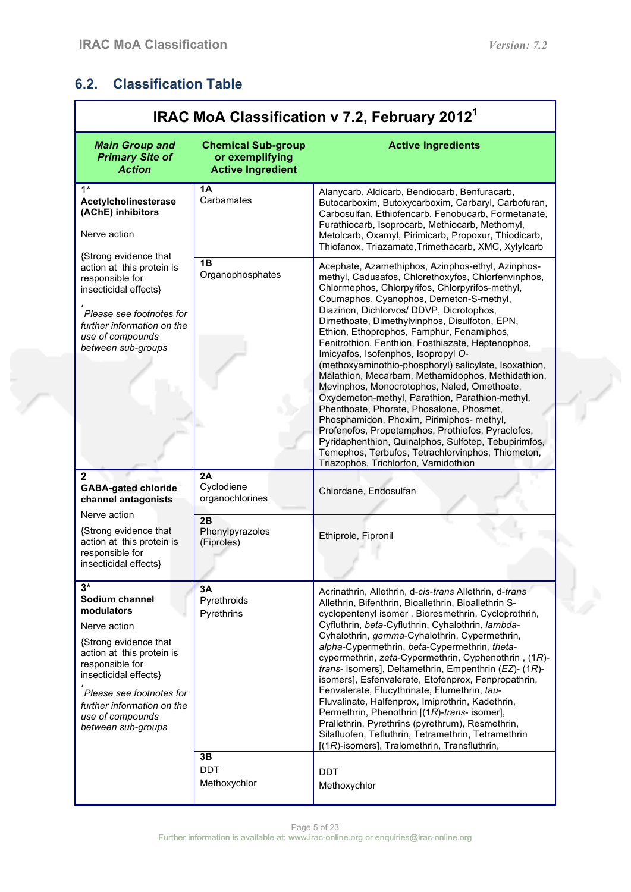## 6.2. Classification Table

**IRAC MoA Classification v 7.2, February 2012[1]**

| *Main Group and Primary Site of Action* | Chemical Sub-group or exemplifying Active Ingredient | Active Ingredients |
|---|---|---|
| 1* **Acetylcholinesterase (AChE) inhibitors** Nerve action {Strong evidence that action at this protein is responsible for insecticidal effects} * *Please see footnotes for further information on the use of compounds between sub-groups* | **1A** Carbamates | Alanycarb, Aldicarb, Bendiocarb, Benfuracarb, Butocarboxim, Butoxycarboxim, Carbaryl, Carbofuran, Carbosulfan, Ethiofencarb, Fenobucarb, Formetanate, Furathiocarb, Isoprocarb, Methiocarb, Methomyl, Metolcarb, Oxamyl, Pirimicarb, Propoxur, Thiodicarb, Thiofanox, Triazamate,Trimethacarb, XMC, Xylylcarb |
| | **1B** Organophosphates | Acephate, Azamethiphos, Azinphos-ethyl, Azinphos-methyl, Cadusafos, Chlorethoxyfos, Chlorfenvinphos, Chlormephos, Chlorpyrifos, Chlorpyrifos-methyl, Coumaphos, Cyanophos, Demeton-S-methyl, Diazinon, Dichlorvos/ DDVP, Dicrotophos, Dimethoate, Dimethylvinphos, Disulfoton, EPN, Ethion, Ethoprophos, Famphur, Fenamiphos, Fenitrothion, Fenthion, Fosthiazate, Heptenophos, Imicyafos, Isofenphos, Isopropyl *O*-(methoxyaminothio-phosphoryl) salicylate, Isoxathion, Malathion, Mecarbam, Methamidophos, Methidathion, Mevinphos, Monocrotophos, Naled, Omethoate, Oxydemeton-methyl, Parathion, Parathion-methyl, Phenthoate, Phorate, Phosalone, Phosmet, Phosphamidon, Phoxim, Pirimiphos- methyl, Profenofos, Propetamphos, Prothiofos, Pyraclofos, Pyridaphenthion, Quinalphos, Sulfotep, Tebupirimfos, Temephos, Terbufos, Tetrachlorvinphos, Thiometon, Triazophos, Trichlorfon, Vamidothion |
| **2** **GABA-gated chloride channel antagonists** Nerve action {Strong evidence that action at this protein is responsible for insecticidal effects} | **2A** Cyclodiene organochlorines | Chlordane, Endosulfan |
| | **2B** Phenylpyrazoles (Fiproles) | Ethiprole, Fipronil |
| **3*** **Sodium channel modulators** Nerve action {Strong evidence that action at this protein is responsible for insecticidal effects} * *Please see footnotes for further information on the use of compounds between sub-groups* | **3A** Pyrethroids Pyrethrins | Acrinathrin, Allethrin, d-*cis-trans* Allethrin, d-*trans* Allethrin, Bifenthrin, Bioallethrin, Bioallethrin S-cyclopentenyl isomer , Bioresmethrin, Cycloprothrin, Cyfluthrin, *beta*-Cyfluthrin, Cyhalothrin, *lambda*-Cyhalothrin, *gamma*-Cyhalothrin, Cypermethrin, *alpha*-Cypermethrin, *beta*-Cypermethrin, *theta*-cypermethrin, *zeta*-Cypermethrin, Cyphenothrin , (1*R*)-*trans*- isomers], Deltamethrin, Empenthrin (*EZ*)- (1*R*)-isomers], Esfenvalerate, Etofenprox, Fenpropathrin, Fenvalerate, Flucythrinate, Flumethrin, *tau*-Fluvalinate, Halfenprox, Imiprothrin, Kadethrin, Permethrin, Phenothrin [(1*R*)-*trans*- isomer], Prallethrin, Pyrethrins (pyrethrum), Resmethrin, Silafluofen, Tefluthrin, Tetramethrin, Tetramethrin [(1*R*)-isomers], Tralomethrin, Transfluthrin, |
| | **3B** DDT Methoxychlor | DDT Methoxychlor |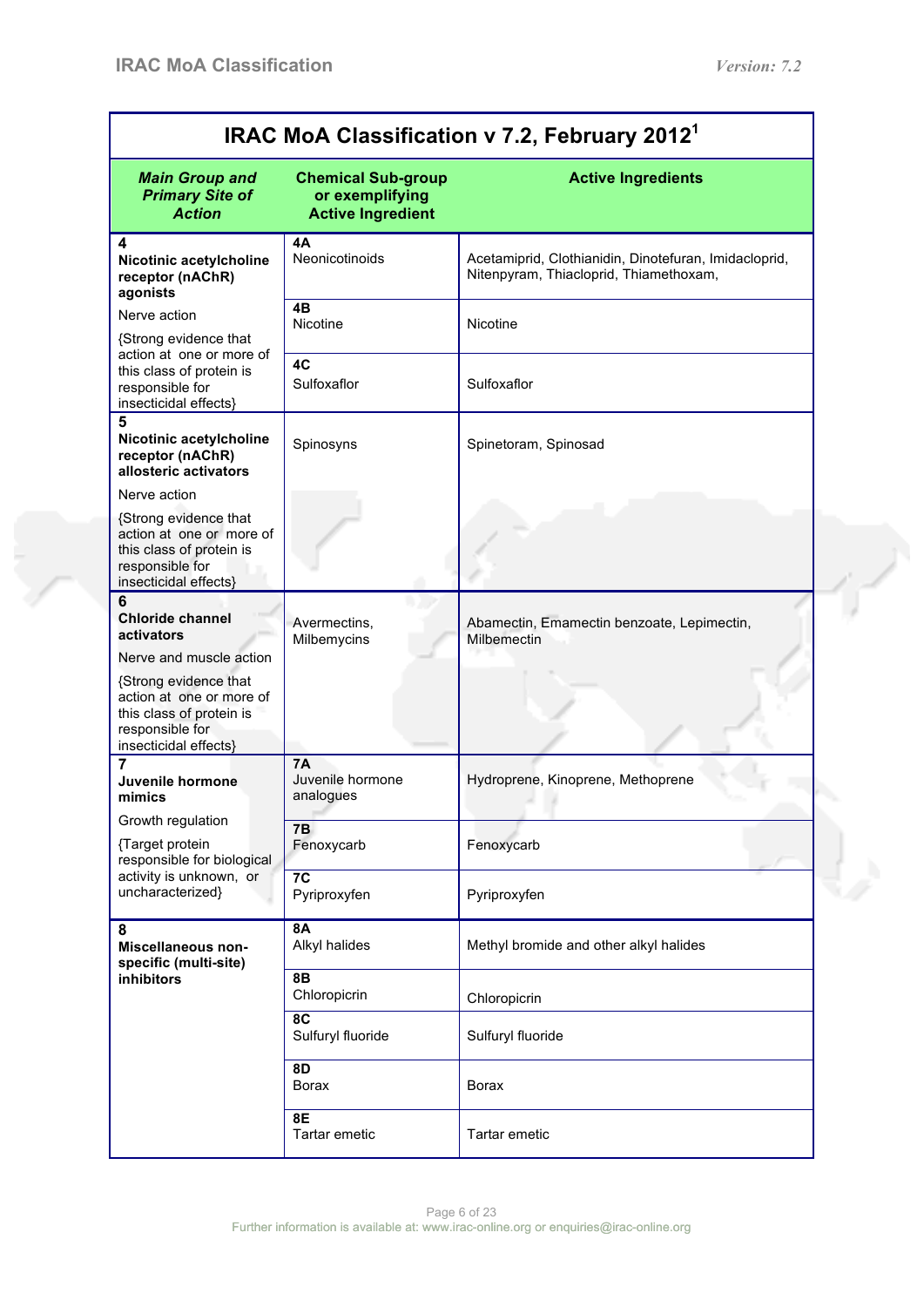## IRAC MoA Classification v 7.2, February 2012[1]

| *Main Group and Primary Site of Action* | Chemical Sub-group or exemplifying Active Ingredient | Active Ingredients |
|---|---|---|
| **4** **Nicotinic acetylcholine receptor (nAChR) agonists** Nerve action {Strong evidence that action at one or more of this class of protein is responsible for insecticidal effects} | **4A** Neonicotinoids | Acetamiprid, Clothianidin, Dinotefuran, Imidacloprid, Nitenpyram, Thiacloprid, Thiamethoxam, |
| | **4B** Nicotine | Nicotine |
| | **4C** Sulfoxaflor | Sulfoxaflor |
| **5** **Nicotinic acetylcholine receptor (nAChR) allosteric activators** Nerve action {Strong evidence that action at one or more of this class of protein is responsible for insecticidal effects} | Spinosyns | Spinetoram, Spinosad |
| **6** **Chloride channel activators** Nerve and muscle action {Strong evidence that action at one or more of this class of protein is responsible for insecticidal effects} | Avermectins, Milbemycins | Abamectin, Emamectin benzoate, Lepimectin, Milbemectin |
| **7** **Juvenile hormone mimics** Growth regulation {Target protein responsible for biological activity is unknown, or uncharacterized} | **7A** Juvenile hormone analogues | Hydroprene, Kinoprene, Methoprene |
| | **7B** Fenoxycarb | Fenoxycarb |
| | **7C** Pyriproxyfen | Pyriproxyfen |
| **8** **Miscellaneous non-specific (multi-site) inhibitors** | **8A** Alkyl halides | Methyl bromide and other alkyl halides |
| | **8B** Chloropicrin | Chloropicrin |
| | **8C** Sulfuryl fluoride | Sulfuryl fluoride |
| | **8D** Borax | Borax |
| | **8E** Tartar emetic | Tartar emetic |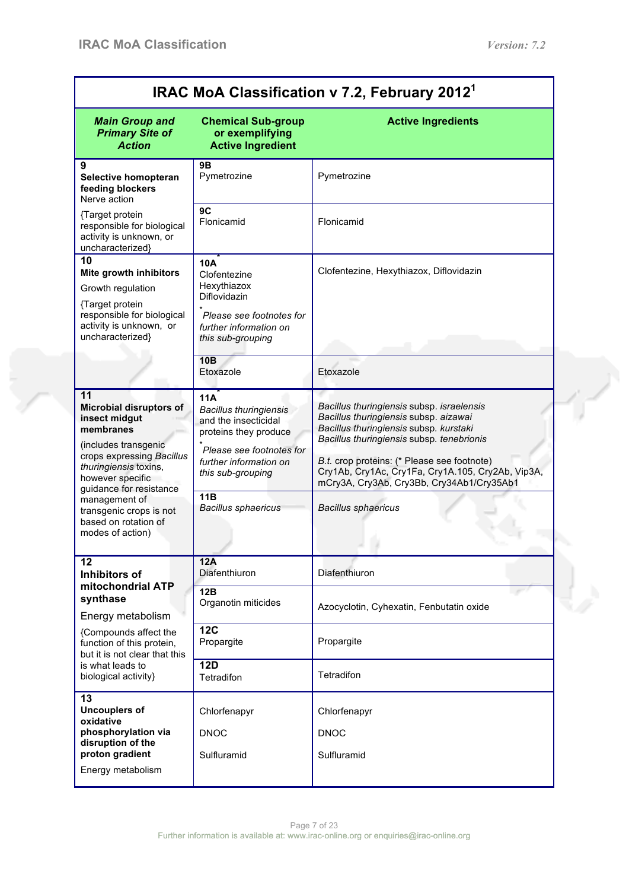## IRAC MoA Classification v 7.2, February 2012[1]

| *Main Group and Primary Site of Action* | Chemical Sub-group or exemplifying Active Ingredient | Active Ingredients |
|---|---|---|
| **9** **Selective homopteran feeding blockers** Nerve action {Target protein responsible for biological activity is unknown, or uncharacterized} | **9B** Pymetrozine | Pymetrozine |
| | **9C** Flonicamid | Flonicamid |
| **10** **Mite growth inhibitors** Growth regulation {Target protein responsible for biological activity is unknown, or uncharacterized} | **10A*** Clofentezine Hexythiazox Diflovidazin *\*Please see footnotes for further information on this sub-grouping* | Clofentezine, Hexythiazox, Diflovidazin |
| | **10B** Etoxazole | Etoxazole |
| **11** **Microbial disruptors of insect midgut membranes** (includes transgenic crops expressing *Bacillus thuringiensis* toxins, however specific guidance for resistance management of transgenic crops is not based on rotation of modes of action) | **11A*** *Bacillus thuringiensis* and the insecticidal proteins they produce *\*Please see footnotes for further information on this sub-grouping* | *Bacillus thuringiensis* subsp. *israelensis* *Bacillus thuringiensis* subsp. *aizawai* *Bacillus thuringiensis* subsp. *kurstaki* *Bacillus thuringiensis* subsp. *tenebrionis* *B.t.* crop proteins: (* Please see footnote) Cry1Ab, Cry1Ac, Cry1Fa, Cry1A.105, Cry2Ab, Vip3A, mCry3A, Cry3Ab, Cry3Bb, Cry34Ab1/Cry35Ab1 |
| | **11B** *Bacillus sphaericus* | *Bacillus sphaericus* |
| **12** **Inhibitors of mitochondrial ATP synthase** Energy metabolism {Compounds affect the function of this protein, but it is not clear that this is what leads to biological activity} | **12A** Diafenthiuron | Diafenthiuron |
| | **12B** Organotin miticides | Azocyclotin, Cyhexatin, Fenbutatin oxide |
| | **12C** Propargite | Propargite |
| | **12D** Tetradifon | Tetradifon |
| **13** **Uncouplers of oxidative phosphorylation via disruption of the proton gradient** Energy metabolism | Chlorfenapyr DNOC Sulfluramid | Chlorfenapyr DNOC Sulfluramid |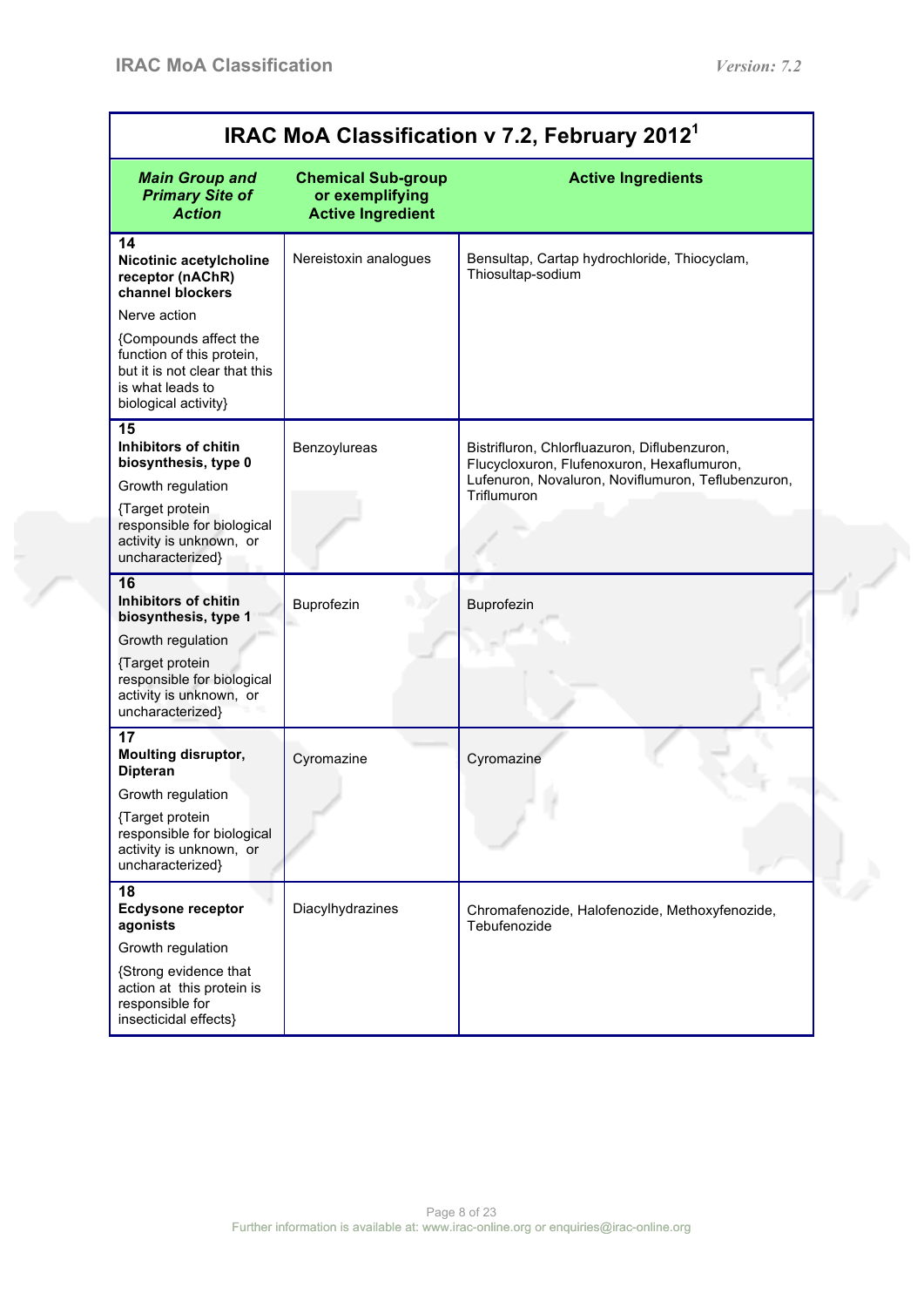## IRAC MoA Classification v 7.2, February 2012[1]

| *Main Group and Primary Site of Action* | Chemical Sub-group or exemplifying Active Ingredient | Active Ingredients |
|---|---|---|
| **14** **Nicotinic acetylcholine receptor (nAChR) channel blockers** Nerve action {Compounds affect the function of this protein, but it is not clear that this is what leads to biological activity} | Nereistoxin analogues | Bensultap, Cartap hydrochloride, Thiocyclam, Thiosultap-sodium |
| **15** **Inhibitors of chitin biosynthesis, type 0** Growth regulation {Target protein responsible for biological activity is unknown, or uncharacterized} | Benzoylureas | Bistrifluron, Chlorfluazuron, Diflubenzuron, Flucycloxuron, Flufenoxuron, Hexaflumuron, Lufenuron, Novaluron, Noviflumuron, Teflubenzuron, Triflumuron |
| **16** **Inhibitors of chitin biosynthesis, type 1** Growth regulation {Target protein responsible for biological activity is unknown, or uncharacterized} | Buprofezin | Buprofezin |
| **17** **Moulting disruptor, Dipteran** Growth regulation {Target protein responsible for biological activity is unknown, or uncharacterized} | Cyromazine | Cyromazine |
| **18** **Ecdysone receptor agonists** Growth regulation {Strong evidence that action at this protein is responsible for insecticidal effects} | Diacylhydrazines | Chromafenozide, Halofenozide, Methoxyfenozide, Tebufenozide |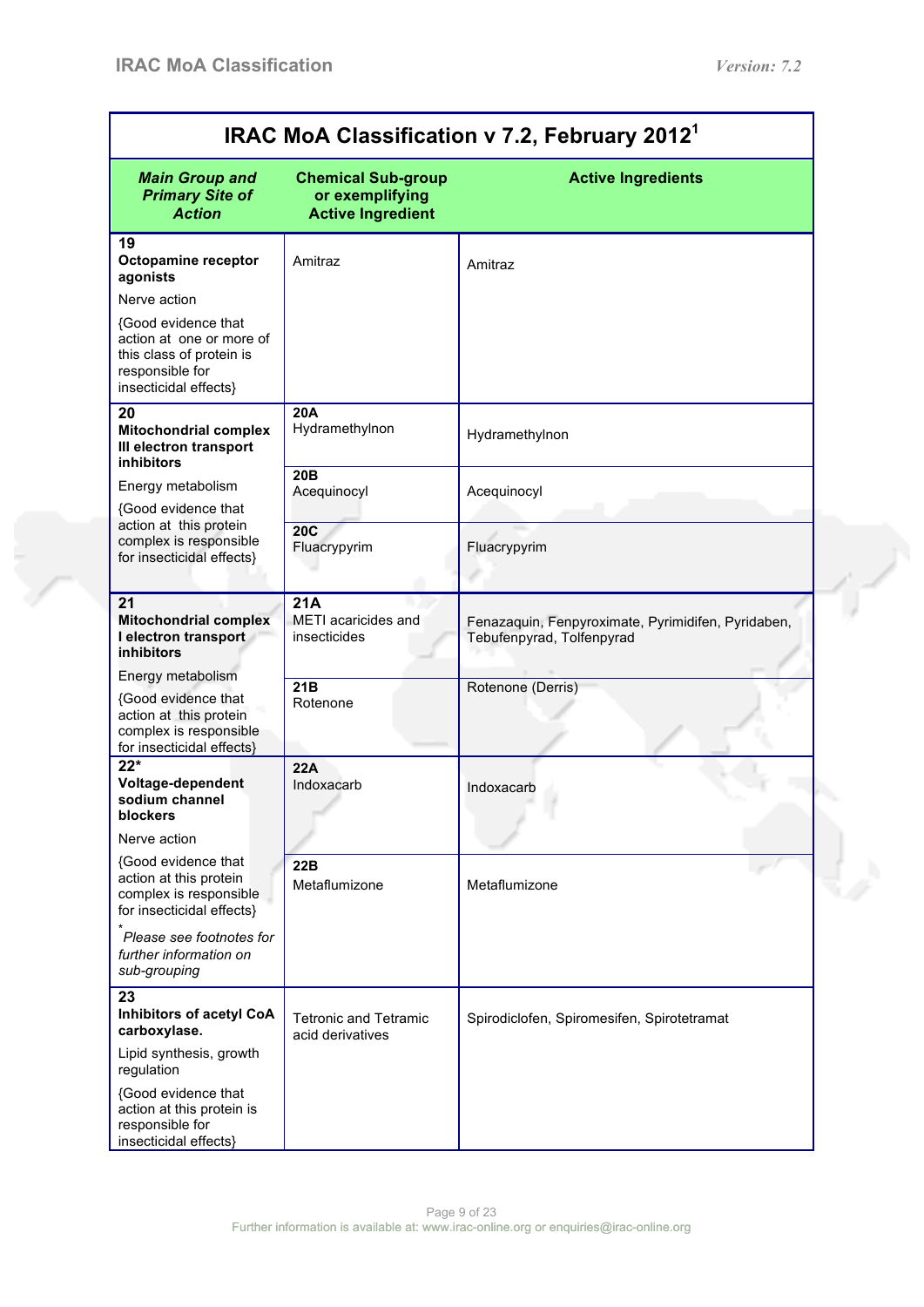## IRAC MoA Classification v 7.2, February 2012[1]

| *Main Group and Primary Site of Action* | Chemical Sub-group or exemplifying Active Ingredient | Active Ingredients |
|---|---|---|
| **19** **Octopamine receptor agonists** Nerve action {Good evidence that action at one or more of this class of protein is responsible for insecticidal effects} | Amitraz | Amitraz |
| **20** **Mitochondrial complex III electron transport inhibitors** Energy metabolism {Good evidence that action at this protein complex is responsible for insecticidal effects} | **20A** Hydramethylnon | Hydramethylnon |
| | **20B** Acequinocyl | Acequinocyl |
| | **20C** Fluacrypyrim | Fluacrypyrim |
| **21** **Mitochondrial complex I electron transport inhibitors** Energy metabolism {Good evidence that action at this protein complex is responsible for insecticidal effects} | **21A** METI acaricides and insecticides | Fenazaquin, Fenpyroximate, Pyrimidifen, Pyridaben, Tebufenpyrad, Tolfenpyrad |
| | **21B** Rotenone | Rotenone (Derris) |
| **22*** **Voltage-dependent sodium channel blockers** Nerve action {Good evidence that action at this protein complex is responsible for insecticidal effects} *\*Please see footnotes for further information on sub-grouping* | **22A** Indoxacarb | Indoxacarb |
| | **22B** Metaflumizone | Metaflumizone |
| **23** **Inhibitors of acetyl CoA carboxylase.** Lipid synthesis, growth regulation {Good evidence that action at this protein is responsible for insecticidal effects} | Tetronic and Tetramic acid derivatives | Spirodiclofen, Spiromesifen, Spirotetramat |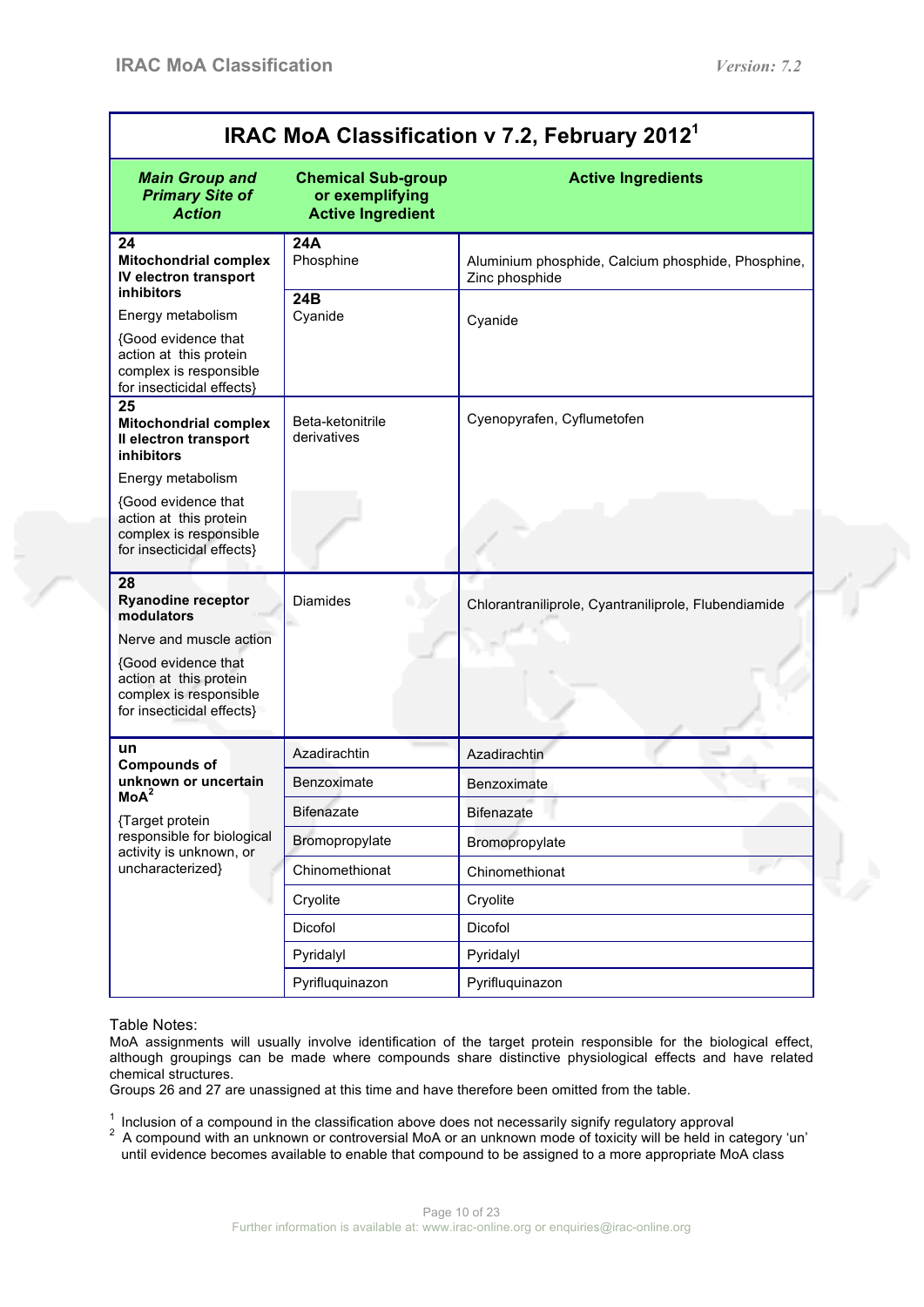## IRAC MoA Classification v 7.2, February 2012[1]

| *Main Group and Primary Site of Action* | Chemical Sub-group or exemplifying Active Ingredient | Active Ingredients |
|---|---|---|
| **24** **Mitochondrial complex IV electron transport inhibitors** Energy metabolism {Good evidence that action at this protein complex is responsible for insecticidal effects} | **24A** Phosphine | Aluminium phosphide, Calcium phosphide, Phosphine, Zinc phosphide |
| | **24B** Cyanide | Cyanide |
| **25** **Mitochondrial complex II electron transport inhibitors** Energy metabolism {Good evidence that action at this protein complex is responsible for insecticidal effects} | Beta-ketonitrile derivatives | Cyenopyrafen, Cyflumetofen |
| **28** **Ryanodine receptor modulators** Nerve and muscle action {Good evidence that action at this protein complex is responsible for insecticidal effects} | Diamides | Chlorantraniliprole, Cyantraniliprole, Flubendiamide |
| **un** **Compounds of unknown or uncertain MoA**[2] {Target protein responsible for biological activity is unknown, or uncharacterized} | Azadirachtin | Azadirachtin |
| | Benzoximate | Benzoximate |
| | Bifenazate | Bifenazate |
| | Bromopropylate | Bromopropylate |
| | Chinomethionat | Chinomethionat |
| | Cryolite | Cryolite |
| | Dicofol | Dicofol |
| | Pyridalyl | Pyridalyl |
| | Pyrifluquinazon | Pyrifluquinazon |

Table Notes:

MoA assignments will usually involve identification of the target protein responsible for the biological effect, although groupings can be made where compounds share distinctive physiological effects and have related chemical structures.

Groups 26 and 27 are unassigned at this time and have therefore been omitted from the table.

[1] Inclusion of a compound in the classification above does not necessarily signify regulatory approval

[2] A compound with an unknown or controversial MoA or an unknown mode of toxicity will be held in category 'un' until evidence becomes available to enable that compound to be assigned to a more appropriate MoA class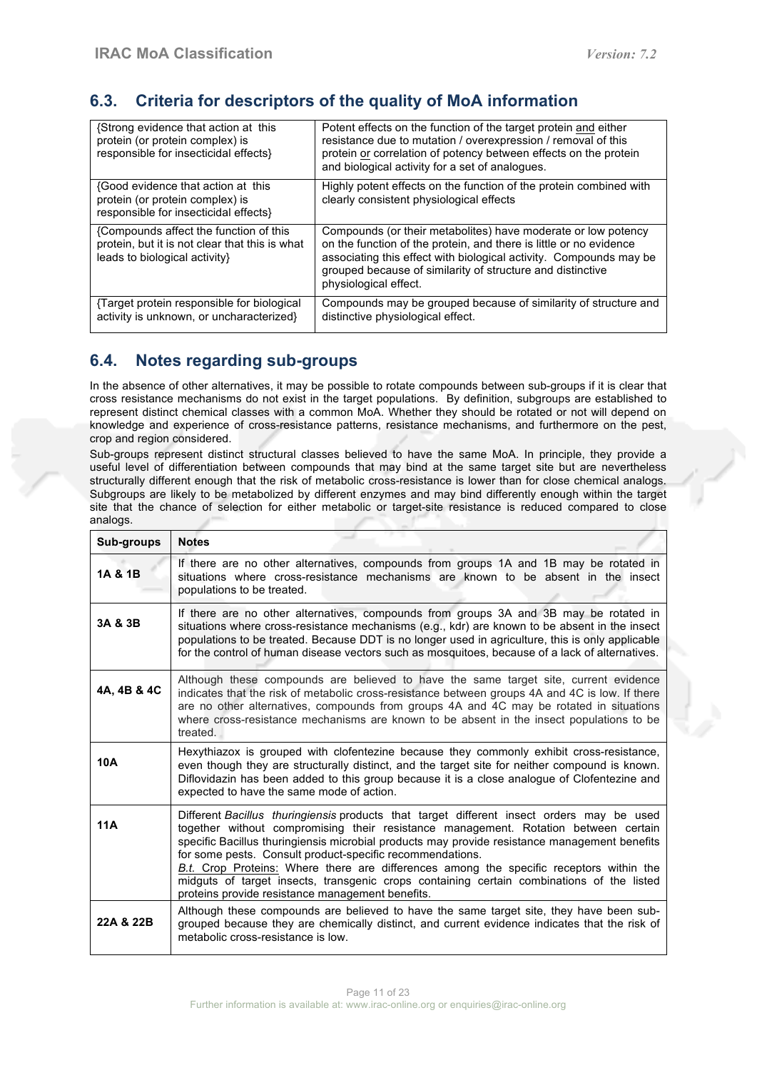## 6.3. Criteria for descriptors of the quality of MoA information

| | |
|---|---|
| {Strong evidence that action at this protein (or protein complex) is responsible for insecticidal effects} | Potent effects on the function of the target protein and either resistance due to mutation / overexpression / removal of this protein or correlation of potency between effects on the protein and biological activity for a set of analogues. |
| {Good evidence that action at this protein (or protein complex) is responsible for insecticidal effects} | Highly potent effects on the function of the protein combined with clearly consistent physiological effects |
| {Compounds affect the function of this protein, but it is not clear that this is what leads to biological activity} | Compounds (or their metabolites) have moderate or low potency on the function of the protein, and there is little or no evidence associating this effect with biological activity. Compounds may be grouped because of similarity of structure and distinctive physiological effect. |
| {Target protein responsible for biological activity is unknown, or uncharacterized} | Compounds may be grouped because of similarity of structure and distinctive physiological effect. |

## 6.4. Notes regarding sub-groups

In the absence of other alternatives, it may be possible to rotate compounds between sub-groups if it is clear that cross resistance mechanisms do not exist in the target populations. By definition, subgroups are established to represent distinct chemical classes with a common MoA. Whether they should be rotated or not will depend on knowledge and experience of cross-resistance patterns, resistance mechanisms, and furthermore on the pest, crop and region considered.

Sub-groups represent distinct structural classes believed to have the same MoA. In principle, they provide a useful level of differentiation between compounds that may bind at the same target site but are nevertheless structurally different enough that the risk of metabolic cross-resistance is lower than for close chemical analogs. Subgroups are likely to be metabolized by different enzymes and may bind differently enough within the target site that the chance of selection for either metabolic or target-site resistance is reduced compared to close analogs.

| Sub-groups | Notes |
|---|---|
| **1A & 1B** | If there are no other alternatives, compounds from groups 1A and 1B may be rotated in situations where cross-resistance mechanisms are known to be absent in the insect populations to be treated. |
| **3A & 3B** | If there are no other alternatives, compounds from groups 3A and 3B may be rotated in situations where cross-resistance mechanisms (e.g., kdr) are known to be absent in the insect populations to be treated. Because DDT is no longer used in agriculture, this is only applicable for the control of human disease vectors such as mosquitoes, because of a lack of alternatives. |
| **4A, 4B & 4C** | Although these compounds are believed to have the same target site, current evidence indicates that the risk of metabolic cross-resistance between groups 4A and 4C is low. If there are no other alternatives, compounds from groups 4A and 4C may be rotated in situations where cross-resistance mechanisms are known to be absent in the insect populations to be treated. |
| **10A** | Hexythiazox is grouped with clofentezine because they commonly exhibit cross-resistance, even though they are structurally distinct, and the target site for neither compound is known. Diflovidazin has been added to this group because it is a close analogue of Clofentezine and expected to have the same mode of action. |
| **11A** | Different *Bacillus thuringiensis* products that target different insect orders may be used together without compromising their resistance management. Rotation between certain specific Bacillus thuringiensis microbial products may provide resistance management benefits for some pests. Consult product-specific recommendations.<br>B.t. Crop Proteins: Where there are differences among the specific receptors within the midguts of target insects, transgenic crops containing certain combinations of the listed proteins provide resistance management benefits. |
| **22A & 22B** | Although these compounds are believed to have the same target site, they have been sub-grouped because they are chemically distinct, and current evidence indicates that the risk of metabolic cross-resistance is low. |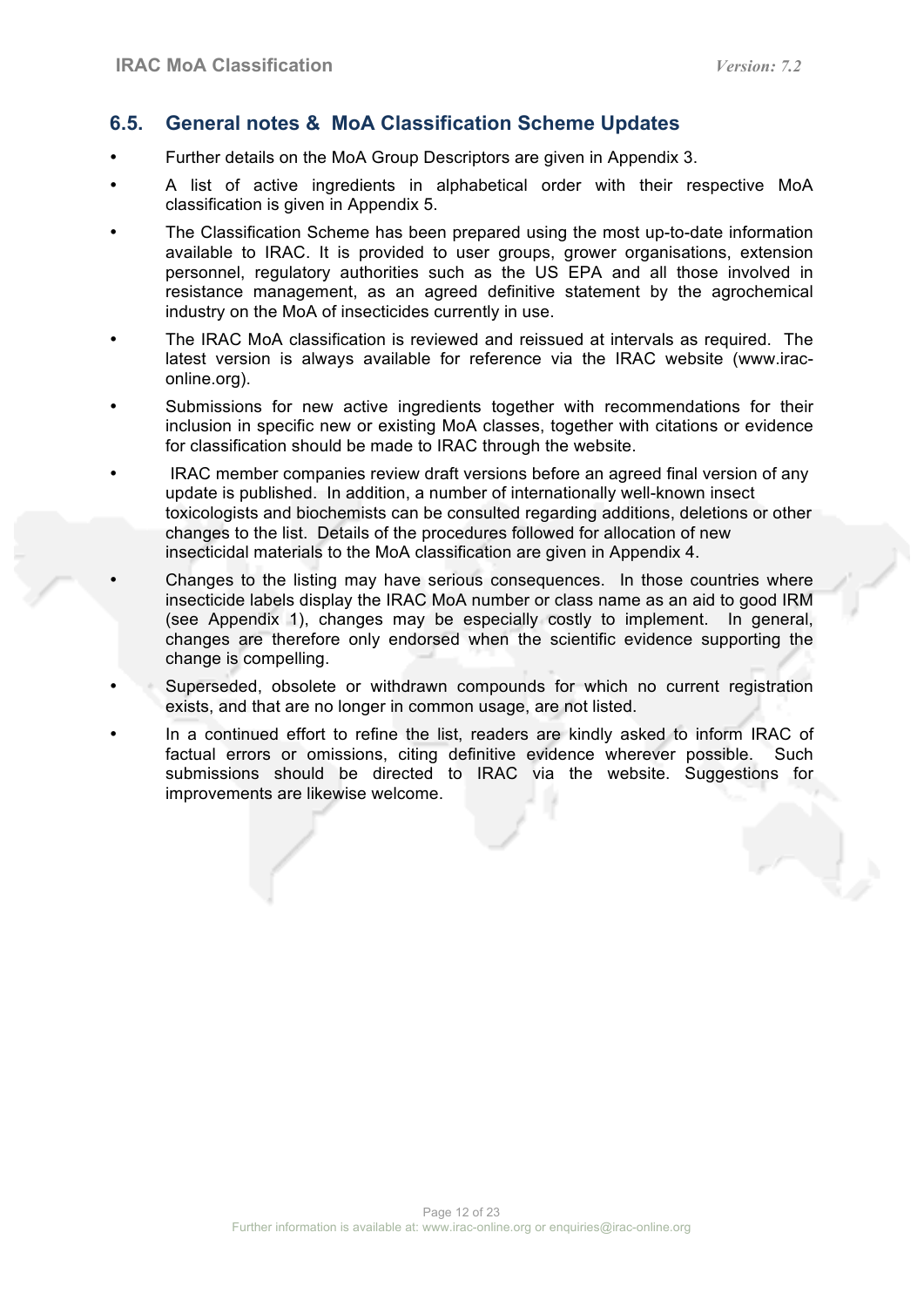## 6.5. General notes & MoA Classification Scheme Updates

- Further details on the MoA Group Descriptors are given in Appendix 3.
- A list of active ingredients in alphabetical order with their respective MoA classification is given in Appendix 5.
- The Classification Scheme has been prepared using the most up-to-date information available to IRAC. It is provided to user groups, grower organisations, extension personnel, regulatory authorities such as the US EPA and all those involved in resistance management, as an agreed definitive statement by the agrochemical industry on the MoA of insecticides currently in use.
- The IRAC MoA classification is reviewed and reissued at intervals as required. The latest version is always available for reference via the IRAC website (www.irac-online.org).
- Submissions for new active ingredients together with recommendations for their inclusion in specific new or existing MoA classes, together with citations or evidence for classification should be made to IRAC through the website.
- IRAC member companies review draft versions before an agreed final version of any update is published. In addition, a number of internationally well-known insect toxicologists and biochemists can be consulted regarding additions, deletions or other changes to the list. Details of the procedures followed for allocation of new insecticidal materials to the MoA classification are given in Appendix 4.
- Changes to the listing may have serious consequences. In those countries where insecticide labels display the IRAC MoA number or class name as an aid to good IRM (see Appendix 1), changes may be especially costly to implement. In general, changes are therefore only endorsed when the scientific evidence supporting the change is compelling.
- Superseded, obsolete or withdrawn compounds for which no current registration exists, and that are no longer in common usage, are not listed.
- In a continued effort to refine the list, readers are kindly asked to inform IRAC of factual errors or omissions, citing definitive evidence wherever possible. Such submissions should be directed to IRAC via the website. Suggestions for improvements are likewise welcome.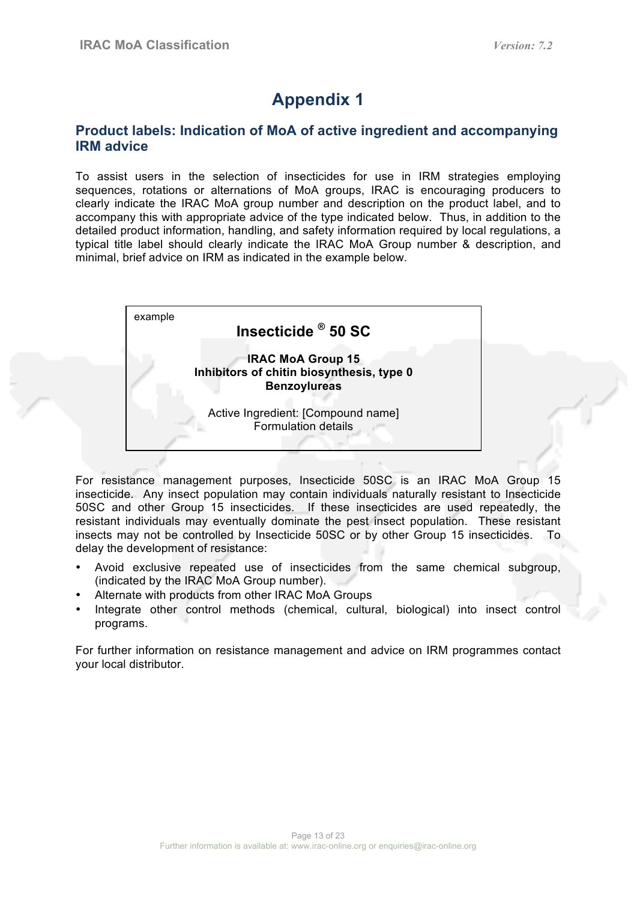# Appendix 1

## Product labels: Indication of MoA of active ingredient and accompanying IRM advice

To assist users in the selection of insecticides for use in IRM strategies employing sequences, rotations or alternations of MoA groups, IRAC is encouraging producers to clearly indicate the IRAC MoA group number and description on the product label, and to accompany this with appropriate advice of the type indicated below. Thus, in addition to the detailed product information, handling, and safety information required by local regulations, a typical title label should clearly indicate the IRAC MoA Group number & description, and minimal, brief advice on IRM as indicated in the example below.

> example
>
> **Insecticide ® 50 SC**
>
> **IRAC MoA Group 15**
> **Inhibitors of chitin biosynthesis, type 0**
> **Benzoylureas**
>
> Active Ingredient: [Compound name]
> Formulation details

For resistance management purposes, Insecticide 50SC is an IRAC MoA Group 15 insecticide. Any insect population may contain individuals naturally resistant to Insecticide 50SC and other Group 15 insecticides. If these insecticides are used repeatedly, the resistant individuals may eventually dominate the pest insect population. These resistant insects may not be controlled by Insecticide 50SC or by other Group 15 insecticides. To delay the development of resistance:

- Avoid exclusive repeated use of insecticides from the same chemical subgroup, (indicated by the IRAC MoA Group number).
- Alternate with products from other IRAC MoA Groups
- Integrate other control methods (chemical, cultural, biological) into insect control programs.

For further information on resistance management and advice on IRM programmes contact your local distributor.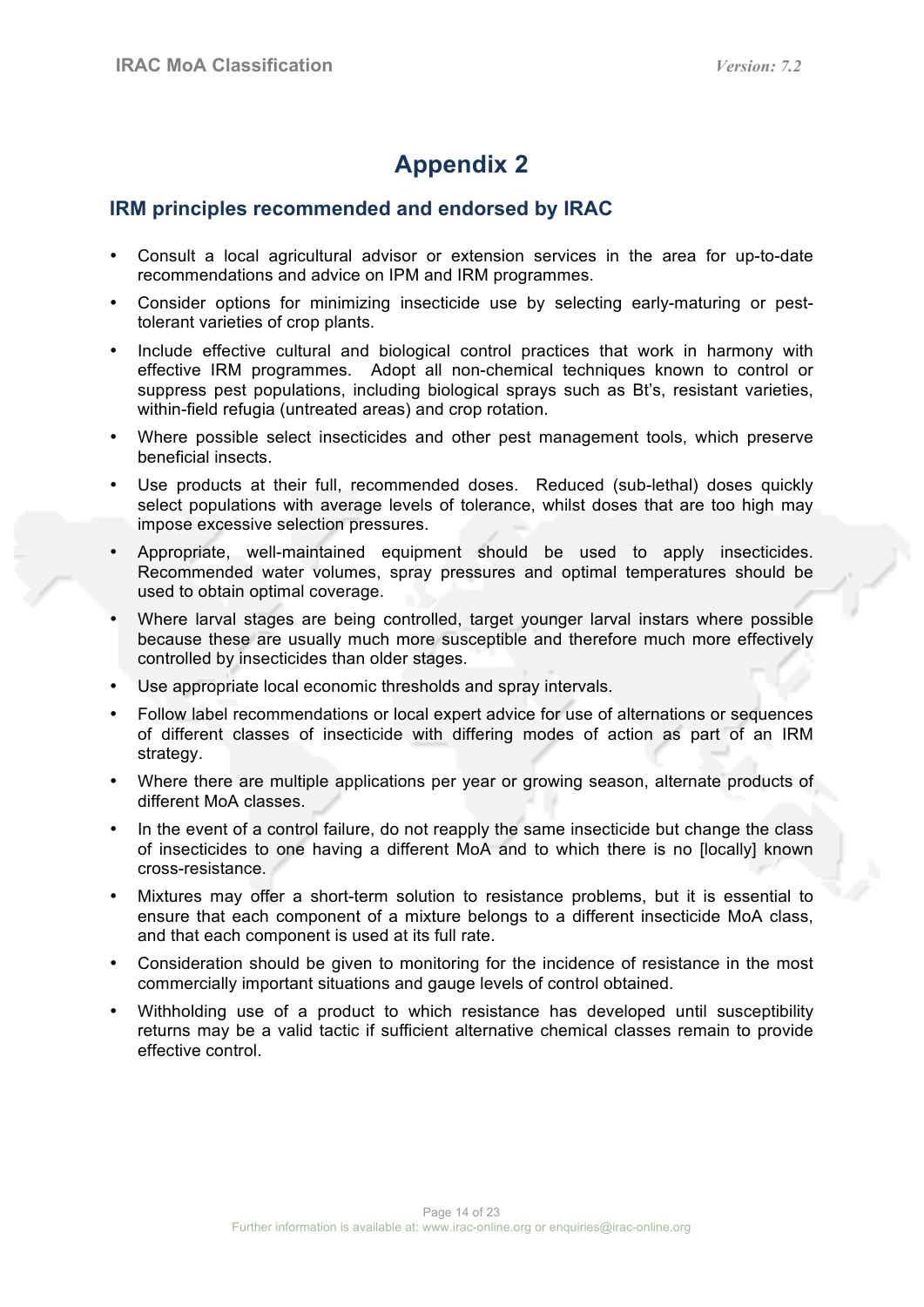# Appendix 2

## IRM principles recommended and endorsed by IRAC

- Consult a local agricultural advisor or extension services in the area for up-to-date recommendations and advice on IPM and IRM programmes.
- Consider options for minimizing insecticide use by selecting early-maturing or pest-tolerant varieties of crop plants.
- Include effective cultural and biological control practices that work in harmony with effective IRM programmes. Adopt all non-chemical techniques known to control or suppress pest populations, including biological sprays such as Bt's, resistant varieties, within-field refugia (untreated areas) and crop rotation.
- Where possible select insecticides and other pest management tools, which preserve beneficial insects.
- Use products at their full, recommended doses. Reduced (sub-lethal) doses quickly select populations with average levels of tolerance, whilst doses that are too high may impose excessive selection pressures.
- Appropriate, well-maintained equipment should be used to apply insecticides. Recommended water volumes, spray pressures and optimal temperatures should be used to obtain optimal coverage.
- Where larval stages are being controlled, target younger larval instars where possible because these are usually much more susceptible and therefore much more effectively controlled by insecticides than older stages.
- Use appropriate local economic thresholds and spray intervals.
- Follow label recommendations or local expert advice for use of alternations or sequences of different classes of insecticide with differing modes of action as part of an IRM strategy.
- Where there are multiple applications per year or growing season, alternate products of different MoA classes.
- In the event of a control failure, do not reapply the same insecticide but change the class of insecticides to one having a different MoA and to which there is no [locally] known cross-resistance.
- Mixtures may offer a short-term solution to resistance problems, but it is essential to ensure that each component of a mixture belongs to a different insecticide MoA class, and that each component is used at its full rate.
- Consideration should be given to monitoring for the incidence of resistance in the most commercially important situations and gauge levels of control obtained.
- Withholding use of a product to which resistance has developed until susceptibility returns may be a valid tactic if sufficient alternative chemical classes remain to provide effective control.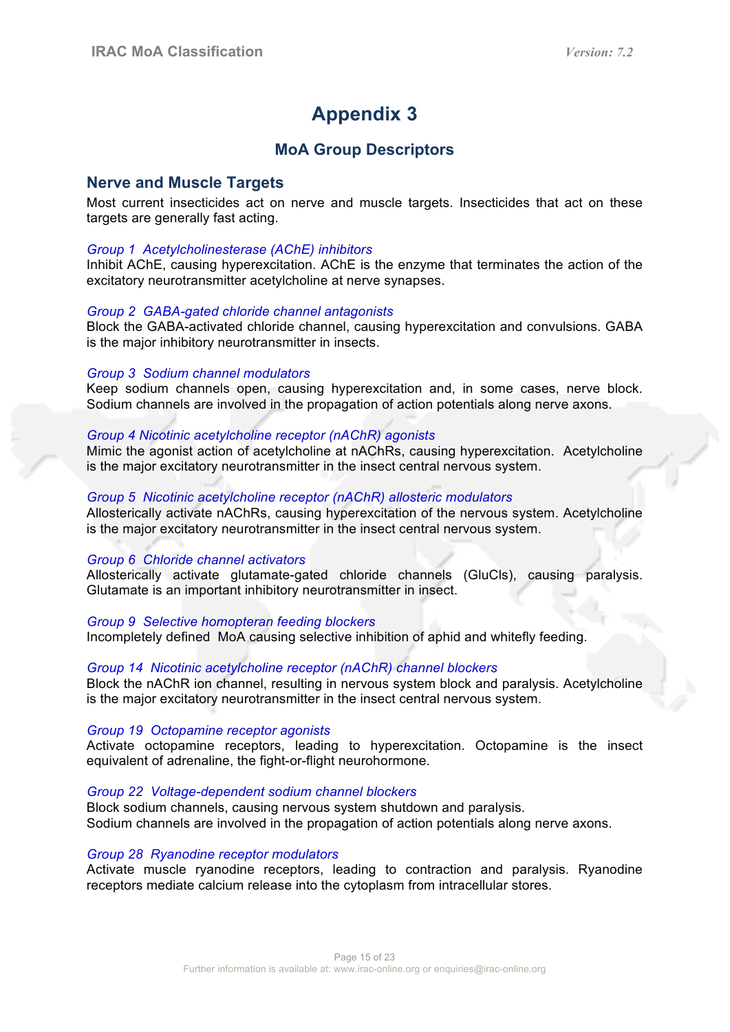# Appendix 3

## MoA Group Descriptors

### Nerve and Muscle Targets

Most current insecticides act on nerve and muscle targets. Insecticides that act on these targets are generally fast acting.

*Group 1 Acetylcholinesterase (AChE) inhibitors*
Inhibit AChE, causing hyperexcitation. AChE is the enzyme that terminates the action of the excitatory neurotransmitter acetylcholine at nerve synapses.

*Group 2 GABA-gated chloride channel antagonists*
Block the GABA-activated chloride channel, causing hyperexcitation and convulsions. GABA is the major inhibitory neurotransmitter in insects.

*Group 3 Sodium channel modulators*
Keep sodium channels open, causing hyperexcitation and, in some cases, nerve block. Sodium channels are involved in the propagation of action potentials along nerve axons.

*Group 4 Nicotinic acetylcholine receptor (nAChR) agonists*
Mimic the agonist action of acetylcholine at nAChRs, causing hyperexcitation. Acetylcholine is the major excitatory neurotransmitter in the insect central nervous system.

*Group 5 Nicotinic acetylcholine receptor (nAChR) allosteric modulators*
Allosterically activate nAChRs, causing hyperexcitation of the nervous system. Acetylcholine is the major excitatory neurotransmitter in the insect central nervous system.

*Group 6 Chloride channel activators*
Allosterically activate glutamate-gated chloride channels (GluCls), causing paralysis. Glutamate is an important inhibitory neurotransmitter in insect.

*Group 9 Selective homopteran feeding blockers*
Incompletely defined MoA causing selective inhibition of aphid and whitefly feeding.

*Group 14 Nicotinic acetylcholine receptor (nAChR) channel blockers*
Block the nAChR ion channel, resulting in nervous system block and paralysis. Acetylcholine is the major excitatory neurotransmitter in the insect central nervous system.

*Group 19 Octopamine receptor agonists*
Activate octopamine receptors, leading to hyperexcitation. Octopamine is the insect equivalent of adrenaline, the fight-or-flight neurohormone.

*Group 22 Voltage-dependent sodium channel blockers*
Block sodium channels, causing nervous system shutdown and paralysis.
Sodium channels are involved in the propagation of action potentials along nerve axons.

*Group 28 Ryanodine receptor modulators*
Activate muscle ryanodine receptors, leading to contraction and paralysis. Ryanodine receptors mediate calcium release into the cytoplasm from intracellular stores.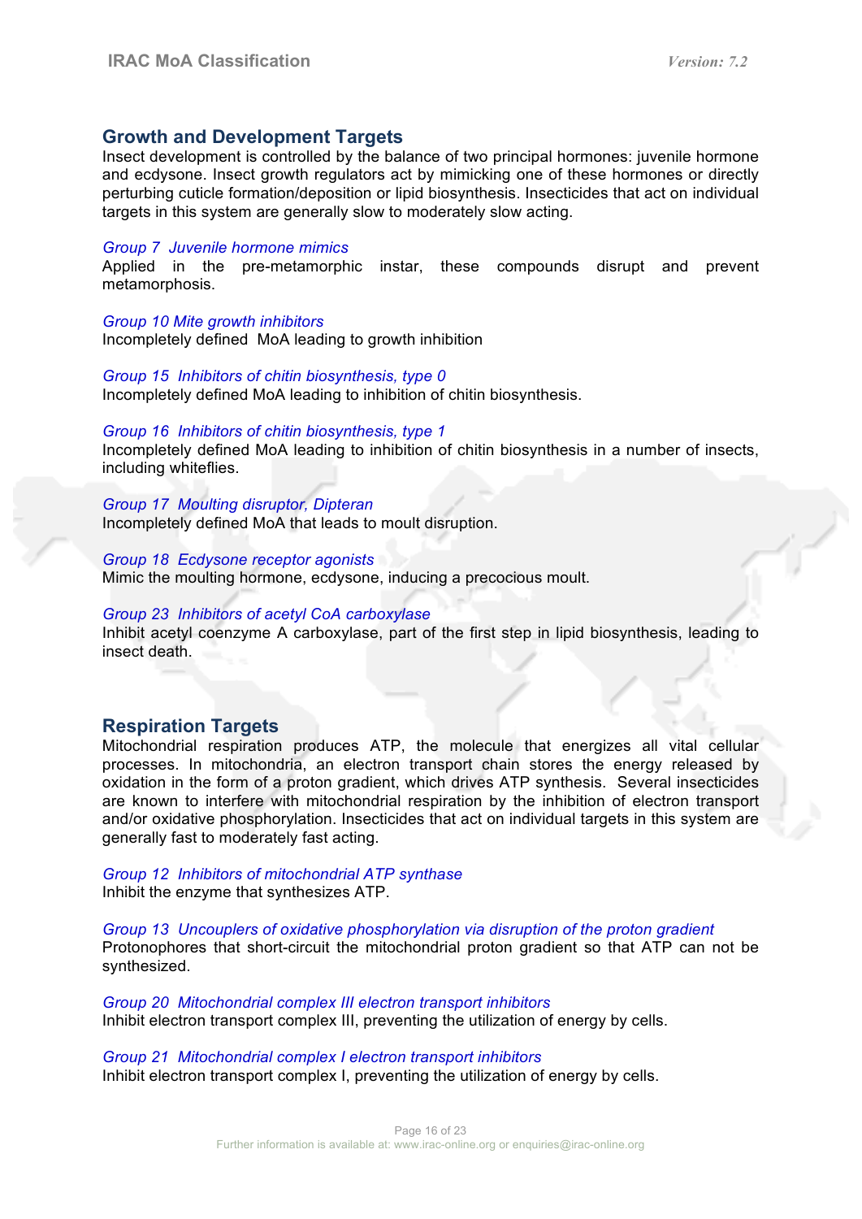## Growth and Development Targets

Insect development is controlled by the balance of two principal hormones: juvenile hormone and ecdysone. Insect growth regulators act by mimicking one of these hormones or directly perturbing cuticle formation/deposition or lipid biosynthesis. Insecticides that act on individual targets in this system are generally slow to moderately slow acting.

*Group 7  Juvenile hormone mimics*
Applied in the pre-metamorphic instar, these compounds disrupt and prevent metamorphosis.

*Group 10 Mite growth inhibitors*
Incompletely defined  MoA leading to growth inhibition

*Group 15  Inhibitors of chitin biosynthesis, type 0*
Incompletely defined MoA leading to inhibition of chitin biosynthesis.

*Group 16  Inhibitors of chitin biosynthesis, type 1*
Incompletely defined MoA leading to inhibition of chitin biosynthesis in a number of insects, including whiteflies.

*Group 17  Moulting disruptor, Dipteran*
Incompletely defined MoA that leads to moult disruption.

*Group 18  Ecdysone receptor agonists*
Mimic the moulting hormone, ecdysone, inducing a precocious moult.

*Group 23  Inhibitors of acetyl CoA carboxylase*
Inhibit acetyl coenzyme A carboxylase, part of the first step in lipid biosynthesis, leading to insect death.

## Respiration Targets

Mitochondrial respiration produces ATP, the molecule that energizes all vital cellular processes. In mitochondria, an electron transport chain stores the energy released by oxidation in the form of a proton gradient, which drives ATP synthesis.  Several insecticides are known to interfere with mitochondrial respiration by the inhibition of electron transport and/or oxidative phosphorylation. Insecticides that act on individual targets in this system are generally fast to moderately fast acting.

*Group 12  Inhibitors of mitochondrial ATP synthase*
Inhibit the enzyme that synthesizes ATP.

*Group 13  Uncouplers of oxidative phosphorylation via disruption of the proton gradient*
Protonophores that short-circuit the mitochondrial proton gradient so that ATP can not be synthesized.

*Group 20  Mitochondrial complex III electron transport inhibitors*
Inhibit electron transport complex III, preventing the utilization of energy by cells.

*Group 21  Mitochondrial complex I electron transport inhibitors*
Inhibit electron transport complex I, preventing the utilization of energy by cells.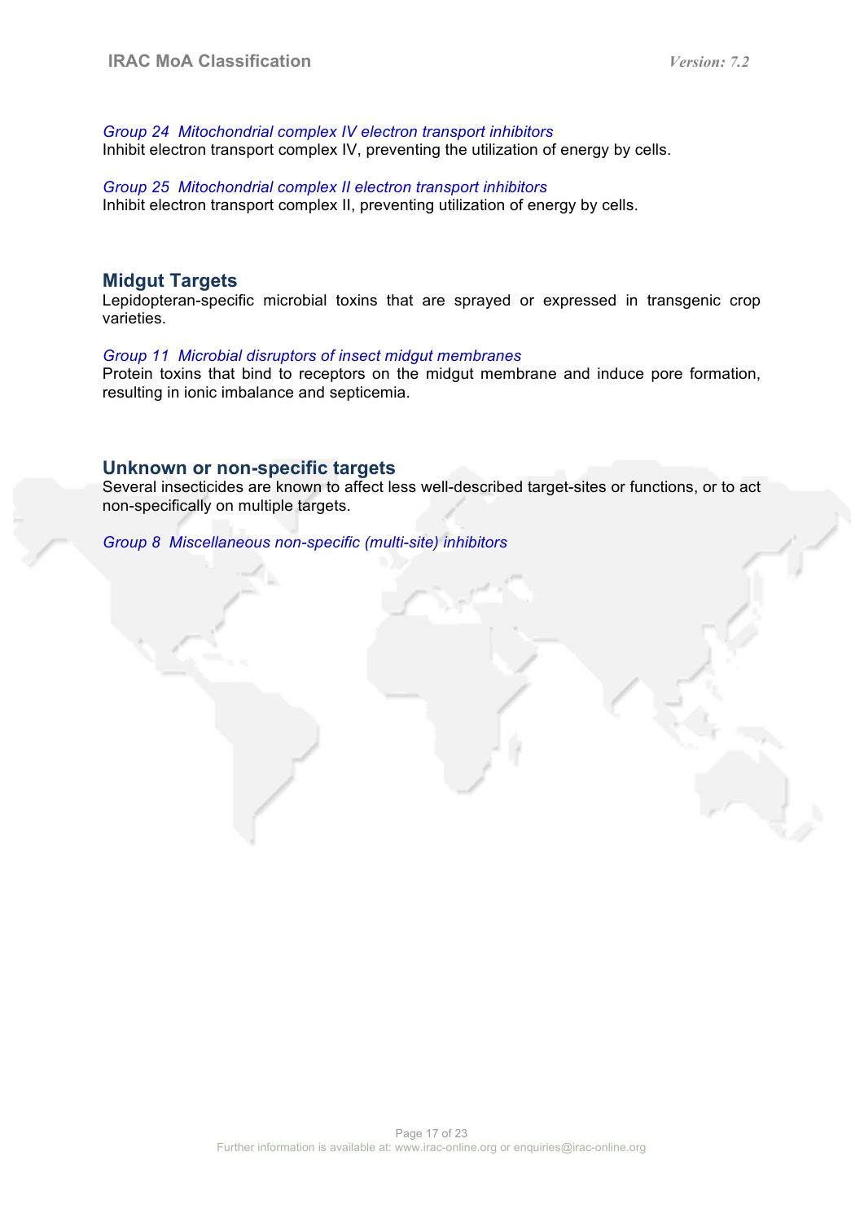*Group 24  Mitochondrial complex IV electron transport inhibitors*
Inhibit electron transport complex IV, preventing the utilization of energy by cells.

*Group 25  Mitochondrial complex II electron transport inhibitors*
Inhibit electron transport complex II, preventing utilization of energy by cells.

## Midgut Targets

Lepidopteran-specific microbial toxins that are sprayed or expressed in transgenic crop varieties.

*Group 11  Microbial disruptors of insect midgut membranes*
Protein toxins that bind to receptors on the midgut membrane and induce pore formation, resulting in ionic imbalance and septicemia.

## Unknown or non-specific targets

Several insecticides are known to affect less well-described target-sites or functions, or to act non-specifically on multiple targets.

*Group 8  Miscellaneous non-specific (multi-site) inhibitors*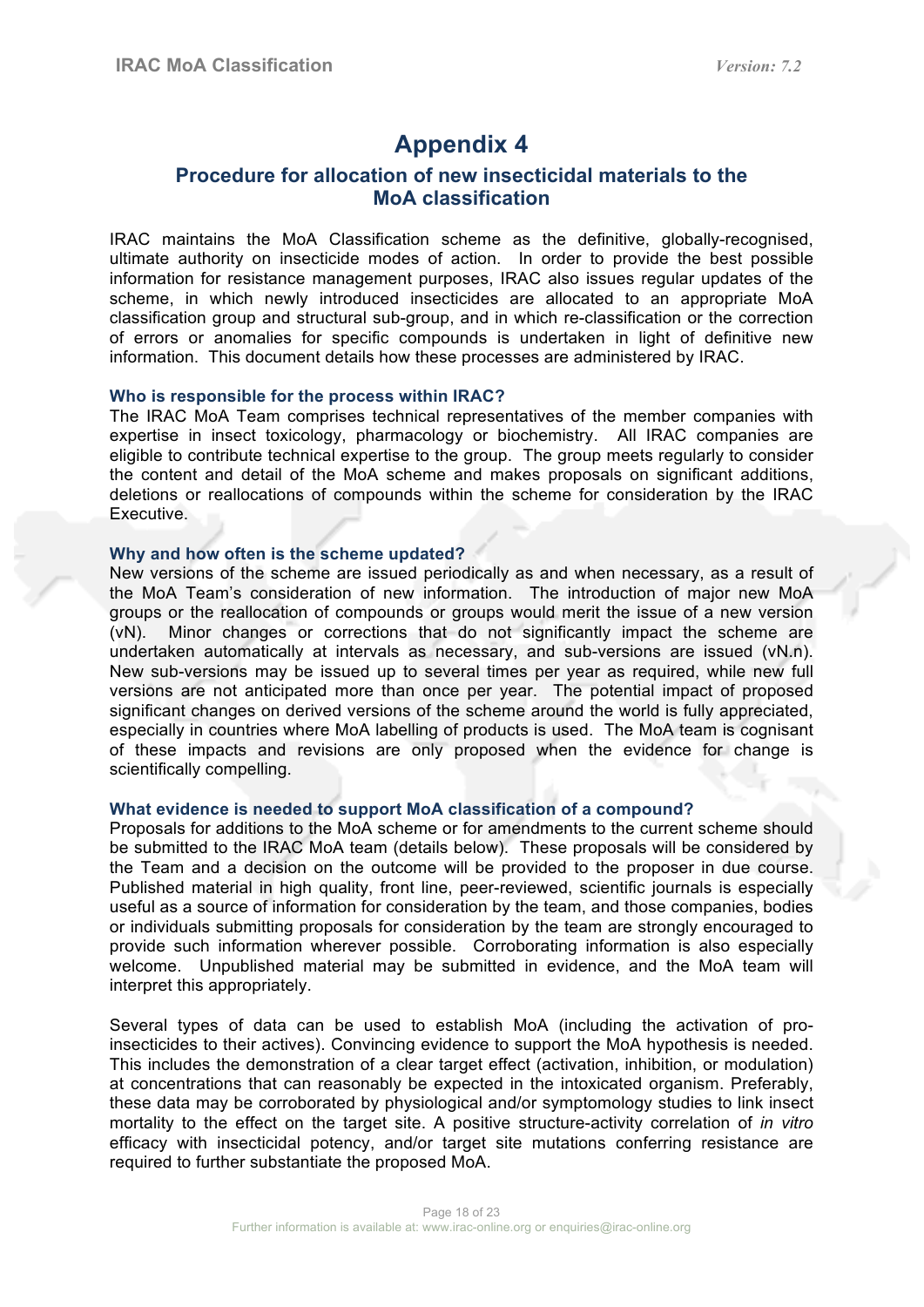# Appendix 4

## Procedure for allocation of new insecticidal materials to the MoA classification

IRAC maintains the MoA Classification scheme as the definitive, globally-recognised, ultimate authority on insecticide modes of action. In order to provide the best possible information for resistance management purposes, IRAC also issues regular updates of the scheme, in which newly introduced insecticides are allocated to an appropriate MoA classification group and structural sub-group, and in which re-classification or the correction of errors or anomalies for specific compounds is undertaken in light of definitive new information. This document details how these processes are administered by IRAC.

### Who is responsible for the process within IRAC?

The IRAC MoA Team comprises technical representatives of the member companies with expertise in insect toxicology, pharmacology or biochemistry. All IRAC companies are eligible to contribute technical expertise to the group. The group meets regularly to consider the content and detail of the MoA scheme and makes proposals on significant additions, deletions or reallocations of compounds within the scheme for consideration by the IRAC Executive.

### Why and how often is the scheme updated?

New versions of the scheme are issued periodically as and when necessary, as a result of the MoA Team's consideration of new information. The introduction of major new MoA groups or the reallocation of compounds or groups would merit the issue of a new version (vN). Minor changes or corrections that do not significantly impact the scheme are undertaken automatically at intervals as necessary, and sub-versions are issued (vN.n). New sub-versions may be issued up to several times per year as required, while new full versions are not anticipated more than once per year. The potential impact of proposed significant changes on derived versions of the scheme around the world is fully appreciated, especially in countries where MoA labelling of products is used. The MoA team is cognisant of these impacts and revisions are only proposed when the evidence for change is scientifically compelling.

### What evidence is needed to support MoA classification of a compound?

Proposals for additions to the MoA scheme or for amendments to the current scheme should be submitted to the IRAC MoA team (details below). These proposals will be considered by the Team and a decision on the outcome will be provided to the proposer in due course. Published material in high quality, front line, peer-reviewed, scientific journals is especially useful as a source of information for consideration by the team, and those companies, bodies or individuals submitting proposals for consideration by the team are strongly encouraged to provide such information wherever possible. Corroborating information is also especially welcome. Unpublished material may be submitted in evidence, and the MoA team will interpret this appropriately.

Several types of data can be used to establish MoA (including the activation of pro-insecticides to their actives). Convincing evidence to support the MoA hypothesis is needed. This includes the demonstration of a clear target effect (activation, inhibition, or modulation) at concentrations that can reasonably be expected in the intoxicated organism. Preferably, these data may be corroborated by physiological and/or symptomology studies to link insect mortality to the effect on the target site. A positive structure-activity correlation of *in vitro* efficacy with insecticidal potency, and/or target site mutations conferring resistance are required to further substantiate the proposed MoA.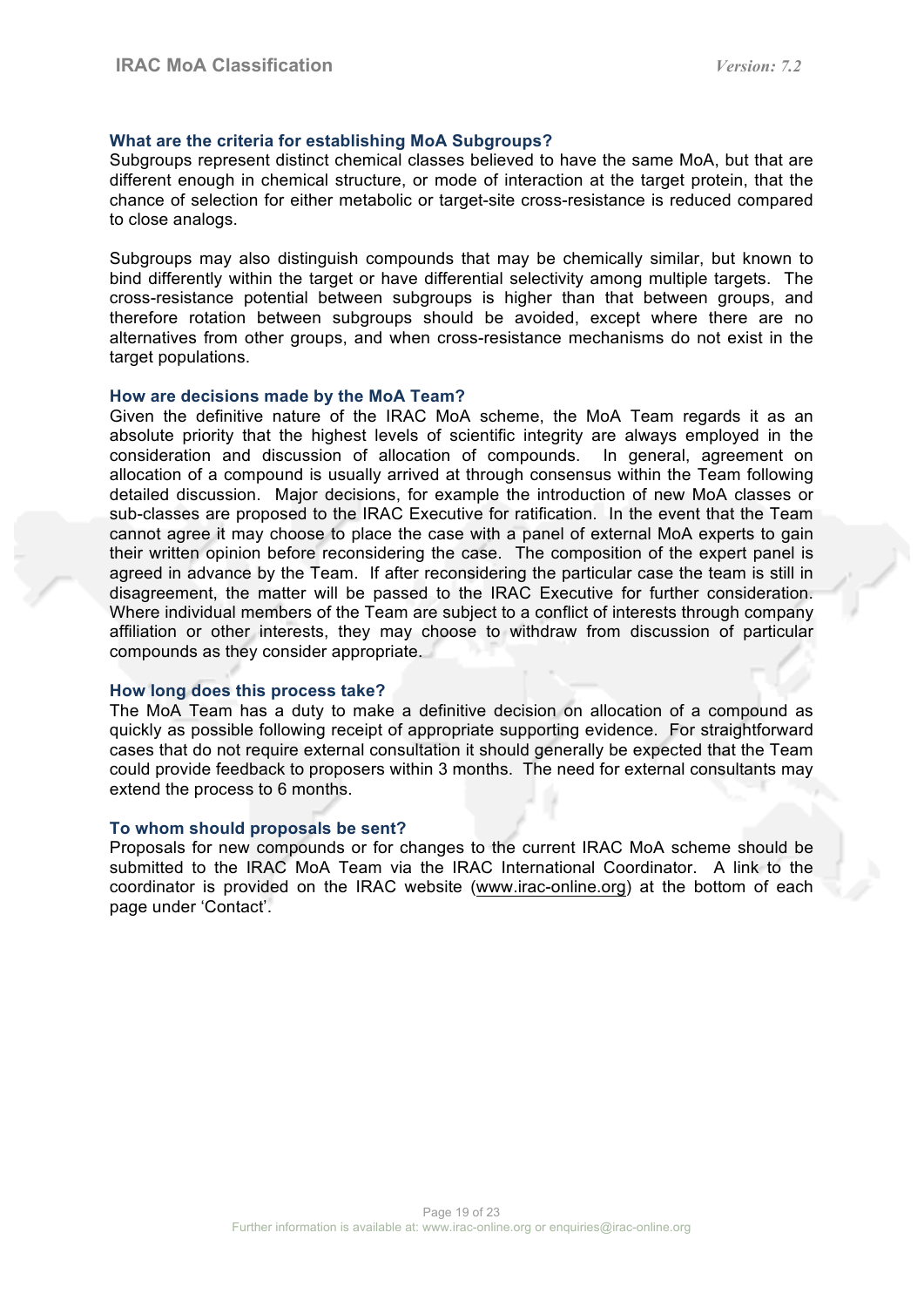### What are the criteria for establishing MoA Subgroups?

Subgroups represent distinct chemical classes believed to have the same MoA, but that are different enough in chemical structure, or mode of interaction at the target protein, that the chance of selection for either metabolic or target-site cross-resistance is reduced compared to close analogs.

Subgroups may also distinguish compounds that may be chemically similar, but known to bind differently within the target or have differential selectivity among multiple targets. The cross-resistance potential between subgroups is higher than that between groups, and therefore rotation between subgroups should be avoided, except where there are no alternatives from other groups, and when cross-resistance mechanisms do not exist in the target populations.

### How are decisions made by the MoA Team?

Given the definitive nature of the IRAC MoA scheme, the MoA Team regards it as an absolute priority that the highest levels of scientific integrity are always employed in the consideration and discussion of allocation of compounds. In general, agreement on allocation of a compound is usually arrived at through consensus within the Team following detailed discussion. Major decisions, for example the introduction of new MoA classes or sub-classes are proposed to the IRAC Executive for ratification. In the event that the Team cannot agree it may choose to place the case with a panel of external MoA experts to gain their written opinion before reconsidering the case. The composition of the expert panel is agreed in advance by the Team. If after reconsidering the particular case the team is still in disagreement, the matter will be passed to the IRAC Executive for further consideration. Where individual members of the Team are subject to a conflict of interests through company affiliation or other interests, they may choose to withdraw from discussion of particular compounds as they consider appropriate.

### How long does this process take?

The MoA Team has a duty to make a definitive decision on allocation of a compound as quickly as possible following receipt of appropriate supporting evidence. For straightforward cases that do not require external consultation it should generally be expected that the Team could provide feedback to proposers within 3 months. The need for external consultants may extend the process to 6 months.

### To whom should proposals be sent?

Proposals for new compounds or for changes to the current IRAC MoA scheme should be submitted to the IRAC MoA Team via the IRAC International Coordinator. A link to the coordinator is provided on the IRAC website (www.irac-online.org) at the bottom of each page under 'Contact'.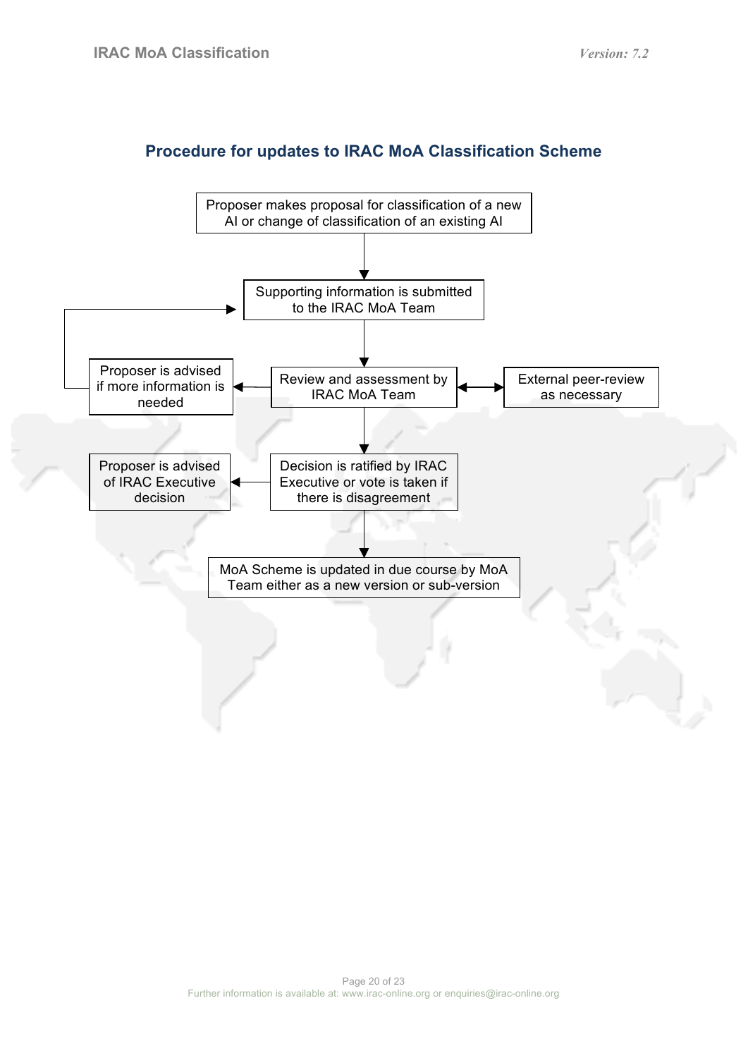## Procedure for updates to IRAC MoA Classification Scheme

Proposer makes proposal for classification of a new AI or change of classification of an existing AI

Supporting information is submitted to the IRAC MoA Team

Review and assessment by IRAC MoA Team

Proposer is advised if more information is needed

External peer-review as necessary

Decision is ratified by IRAC Executive or vote is taken if there is disagreement

Proposer is advised of IRAC Executive decision

MoA Scheme is updated in due course by MoA Team either as a new version or sub-version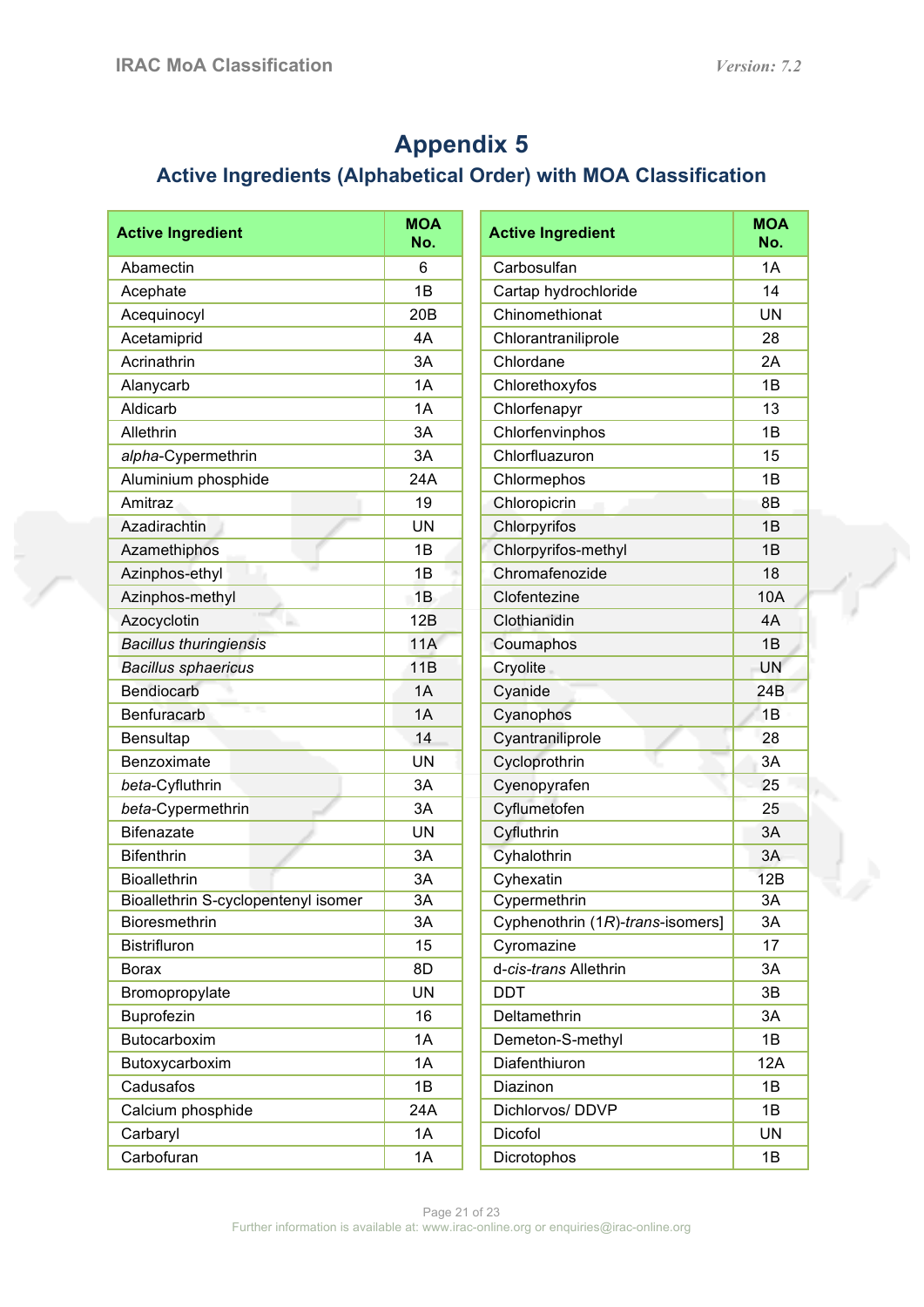# Appendix 5

## Active Ingredients (Alphabetical Order) with MOA Classification

| Active Ingredient | MOA No. |
|---|---|
| Abamectin | 6 |
| Acephate | 1B |
| Acequinocyl | 20B |
| Acetamiprid | 4A |
| Acrinathrin | 3A |
| Alanycarb | 1A |
| Aldicarb | 1A |
| Allethrin | 3A |
| *alpha*-Cypermethrin | 3A |
| Aluminium phosphide | 24A |
| Amitraz | 19 |
| Azadirachtin | UN |
| Azamethiphos | 1B |
| Azinphos-ethyl | 1B |
| Azinphos-methyl | 1B |
| Azocyclotin | 12B |
| *Bacillus thuringiensis* | 11A |
| *Bacillus sphaericus* | 11B |
| Bendiocarb | 1A |
| Benfuracarb | 1A |
| Bensultap | 14 |
| Benzoximate | UN |
| *beta*-Cyfluthrin | 3A |
| *beta*-Cypermethrin | 3A |
| Bifenazate | UN |
| Bifenthrin | 3A |
| Bioallethrin | 3A |
| Bioallethrin S-cyclopentenyl isomer | 3A |
| Bioresmethrin | 3A |
| Bistrifluron | 15 |
| Borax | 8D |
| Bromopropylate | UN |
| Buprofezin | 16 |
| Butocarboxim | 1A |
| Butoxycarboxim | 1A |
| Cadusafos | 1B |
| Calcium phosphide | 24A |
| Carbaryl | 1A |
| Carbofuran | 1A |
| Carbosulfan | 1A |
| Cartap hydrochloride | 14 |
| Chinomethionat | UN |
| Chlorantraniliprole | 28 |
| Chlordane | 2A |
| Chlorethoxyfos | 1B |
| Chlorfenapyr | 13 |
| Chlorfenvinphos | 1B |
| Chlorfluazuron | 15 |
| Chlormephos | 1B |
| Chloropicrin | 8B |
| Chlorpyrifos | 1B |
| Chlorpyrifos-methyl | 1B |
| Chromafenozide | 18 |
| Clofentezine | 10A |
| Clothianidin | 4A |
| Coumaphos | 1B |
| Cryolite | UN |
| Cyanide | 24B |
| Cyanophos | 1B |
| Cyantraniliprole | 28 |
| Cycloprothrin | 3A |
| Cyenopyrafen | 25 |
| Cyflumetofen | 25 |
| Cyfluthrin | 3A |
| Cyhalothrin | 3A |
| Cyhexatin | 12B |
| Cypermethrin | 3A |
| Cyphenothrin (1*R*)-*trans*-isomers] | 3A |
| Cyromazine | 17 |
| d-*cis-trans* Allethrin | 3A |
| DDT | 3B |
| Deltamethrin | 3A |
| Demeton-S-methyl | 1B |
| Diafenthiuron | 12A |
| Diazinon | 1B |
| Dichlorvos/ DDVP | 1B |
| Dicofol | UN |
| Dicrotophos | 1B |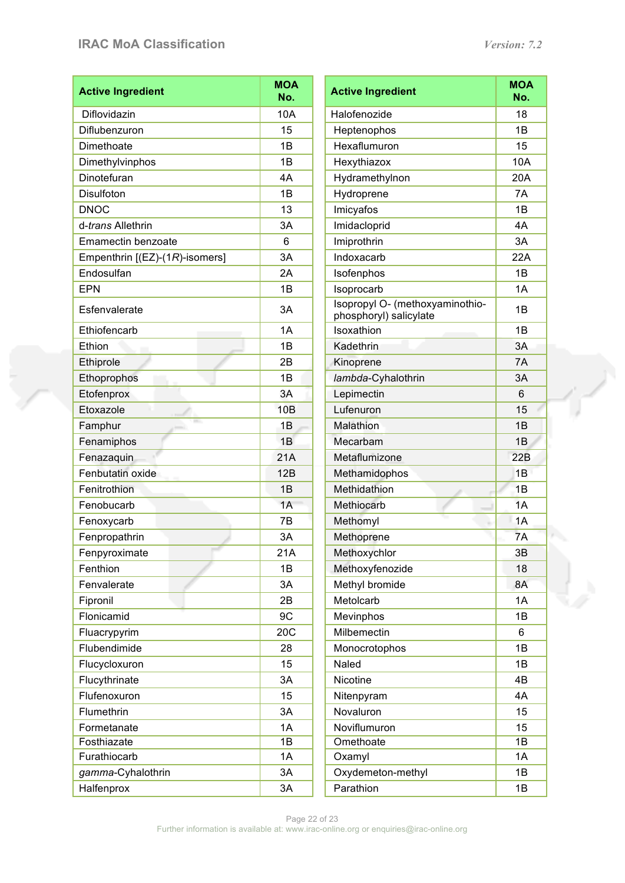| Active Ingredient | MOA No. |
|---|---|
| Diflovidazin | 10A |
| Diflubenzuron | 15 |
| Dimethoate | 1B |
| Dimethylvinphos | 1B |
| Dinotefuran | 4A |
| Disulfoton | 1B |
| DNOC | 13 |
| d-*trans* Allethrin | 3A |
| Emamectin benzoate | 6 |
| Empenthrin [(EZ)-(1*R*)-isomers] | 3A |
| Endosulfan | 2A |
| EPN | 1B |
| Esfenvalerate | 3A |
| Ethiofencarb | 1A |
| Ethion | 1B |
| Ethiprole | 2B |
| Ethoprophos | 1B |
| Etofenprox | 3A |
| Etoxazole | 10B |
| Famphur | 1B |
| Fenamiphos | 1B |
| Fenazaquin | 21A |
| Fenbutatin oxide | 12B |
| Fenitrothion | 1B |
| Fenobucarb | 1A |
| Fenoxycarb | 7B |
| Fenpropathrin | 3A |
| Fenpyroximate | 21A |
| Fenthion | 1B |
| Fenvalerate | 3A |
| Fipronil | 2B |
| Flonicamid | 9C |
| Fluacrypyrim | 20C |
| Flubendimide | 28 |
| Flucycloxuron | 15 |
| Flucythrinate | 3A |
| Flufenoxuron | 15 |
| Flumethrin | 3A |
| Formetanate | 1A |
| Fosthiazate | 1B |
| Furathiocarb | 1A |
| *gamma*-Cyhalothrin | 3A |
| Halfenprox | 3A |

| Active Ingredient | MOA No. |
|---|---|
| Halofenozide | 18 |
| Heptenophos | 1B |
| Hexaflumuron | 15 |
| Hexythiazox | 10A |
| Hydramethylnon | 20A |
| Hydroprene | 7A |
| Imicyafos | 1B |
| Imidacloprid | 4A |
| Imiprothrin | 3A |
| Indoxacarb | 22A |
| Isofenphos | 1B |
| Isoprocarb | 1A |
| Isopropyl O- (methoxyaminothio-phosphoryl) salicylate | 1B |
| Isoxathion | 1B |
| Kadethrin | 3A |
| Kinoprene | 7A |
| *lambda*-Cyhalothrin | 3A |
| Lepimectin | 6 |
| Lufenuron | 15 |
| Malathion | 1B |
| Mecarbam | 1B |
| Metaflumizone | 22B |
| Methamidophos | 1B |
| Methidathion | 1B |
| Methiocarb | 1A |
| Methomyl | 1A |
| Methoprene | 7A |
| Methoxychlor | 3B |
| Methoxyfenozide | 18 |
| Methyl bromide | 8A |
| Metolcarb | 1A |
| Mevinphos | 1B |
| Milbemectin | 6 |
| Monocrotophos | 1B |
| Naled | 1B |
| Nicotine | 4B |
| Nitenpyram | 4A |
| Novaluron | 15 |
| Noviflumuron | 15 |
| Omethoate | 1B |
| Oxamyl | 1A |
| Oxydemeton-methyl | 1B |
| Parathion | 1B |

Further information is available at: www.irac-online.org or enquiries@irac-online.org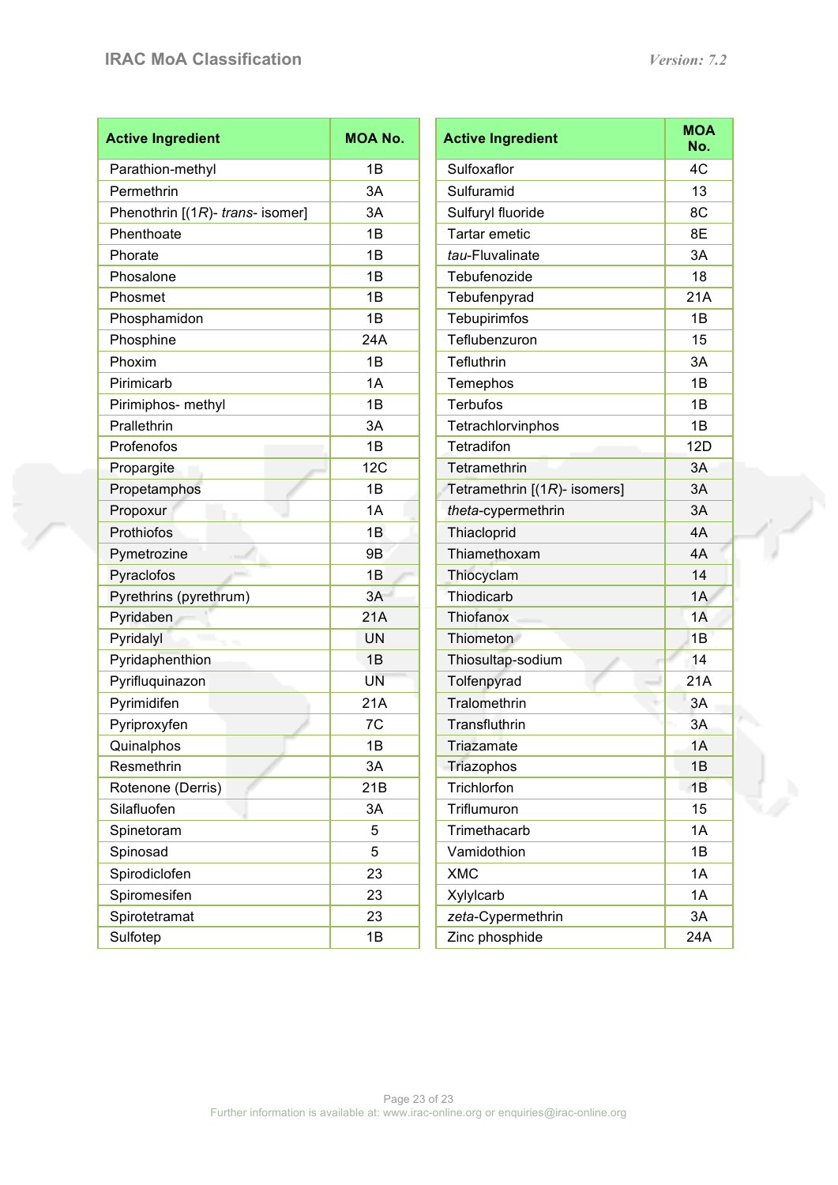| Active Ingredient | MOA No. |
|---|---|
| Parathion-methyl | 1B |
| Permethrin | 3A |
| Phenothrin [(1*R*)- *trans*- isomer] | 3A |
| Phenthoate | 1B |
| Phorate | 1B |
| Phosalone | 1B |
| Phosmet | 1B |
| Phosphamidon | 1B |
| Phosphine | 24A |
| Phoxim | 1B |
| Pirimicarb | 1A |
| Pirimiphos- methyl | 1B |
| Prallethrin | 3A |
| Profenofos | 1B |
| Propargite | 12C |
| Propetamphos | 1B |
| Propoxur | 1A |
| Prothiofos | 1B |
| Pymetrozine | 9B |
| Pyraclofos | 1B |
| Pyrethrins (pyrethrum) | 3A |
| Pyridaben | 21A |
| Pyridalyl | UN |
| Pyridaphenthion | 1B |
| Pyrifluquinazon | UN |
| Pyrimidifen | 21A |
| Pyriproxyfen | 7C |
| Quinalphos | 1B |
| Resmethrin | 3A |
| Rotenone (Derris) | 21B |
| Silafluofen | 3A |
| Spinetoram | 5 |
| Spinosad | 5 |
| Spirodiclofen | 23 |
| Spiromesifen | 23 |
| Spirotetramat | 23 |
| Sulfotep | 1B |

| Active Ingredient | MOA No. |
|---|---|
| Sulfoxaflor | 4C |
| Sulfuramid | 13 |
| Sulfuryl fluoride | 8C |
| Tartar emetic | 8E |
| *tau*-Fluvalinate | 3A |
| Tebufenozide | 18 |
| Tebufenpyrad | 21A |
| Tebupirimfos | 1B |
| Teflubenzuron | 15 |
| Tefluthrin | 3A |
| Temephos | 1B |
| Terbufos | 1B |
| Tetrachlorvinphos | 1B |
| Tetradifon | 12D |
| Tetramethrin | 3A |
| Tetramethrin [(1*R*)- isomers] | 3A |
| *theta*-cypermethrin | 3A |
| Thiacloprid | 4A |
| Thiamethoxam | 4A |
| Thiocyclam | 14 |
| Thiodicarb | 1A |
| Thiofanox | 1A |
| Thiometon | 1B |
| Thiosultap-sodium | 14 |
| Tolfenpyrad | 21A |
| Tralomethrin | 3A |
| Transfluthrin | 3A |
| Triazamate | 1A |
| Triazophos | 1B |
| Trichlorfon | 1B |
| Triflumuron | 15 |
| Trimethacarb | 1A |
| Vamidothion | 1B |
| XMC | 1A |
| Xylylcarb | 1A |
| *zeta*-Cypermethrin | 3A |
| Zinc phosphide | 24A |

Further information is available at: www.irac-online.org or enquiries@irac-online.org